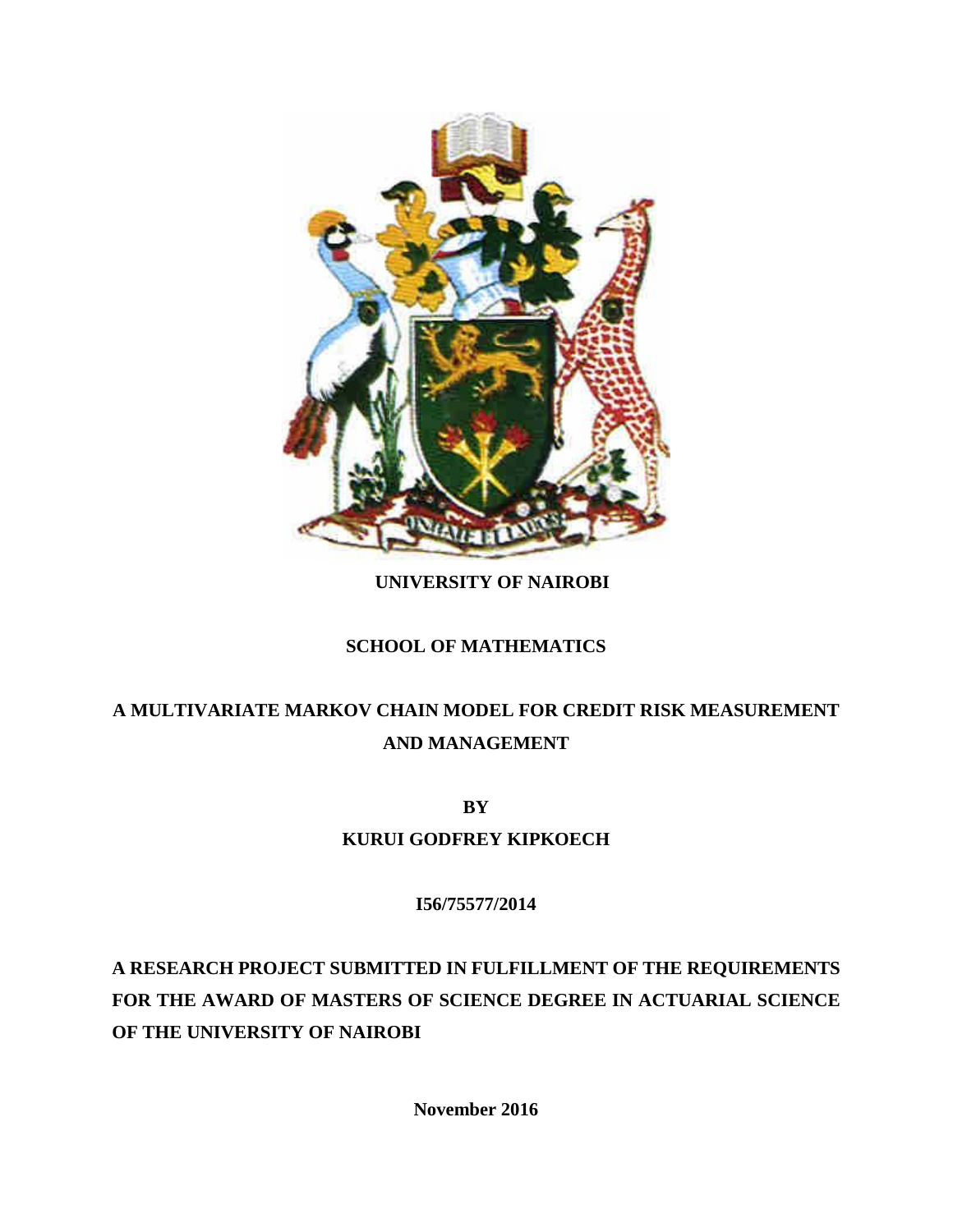**UNIVERSITY OF NAIROBI**

**SCHOOL OF MATHEMATICS**

# A MULTIVARIATE MARKOV CHAIN MODEL FOR CREDIT RISK MEASUREMENT AND MANAGEMENT

**BY**

**KURUI GODFREY KIPKOECH**

**I56/75577/2014**

**A RESEARCH PROJECT SUBMITTED IN FULFILLMENT OF THE REQUIREMENTS FOR THE AWARD OF MASTERS OF SCIENCE DEGREE IN ACTUARIAL SCIENCE OF THE UNIVERSITY OF NAIROBI**

**November 2016**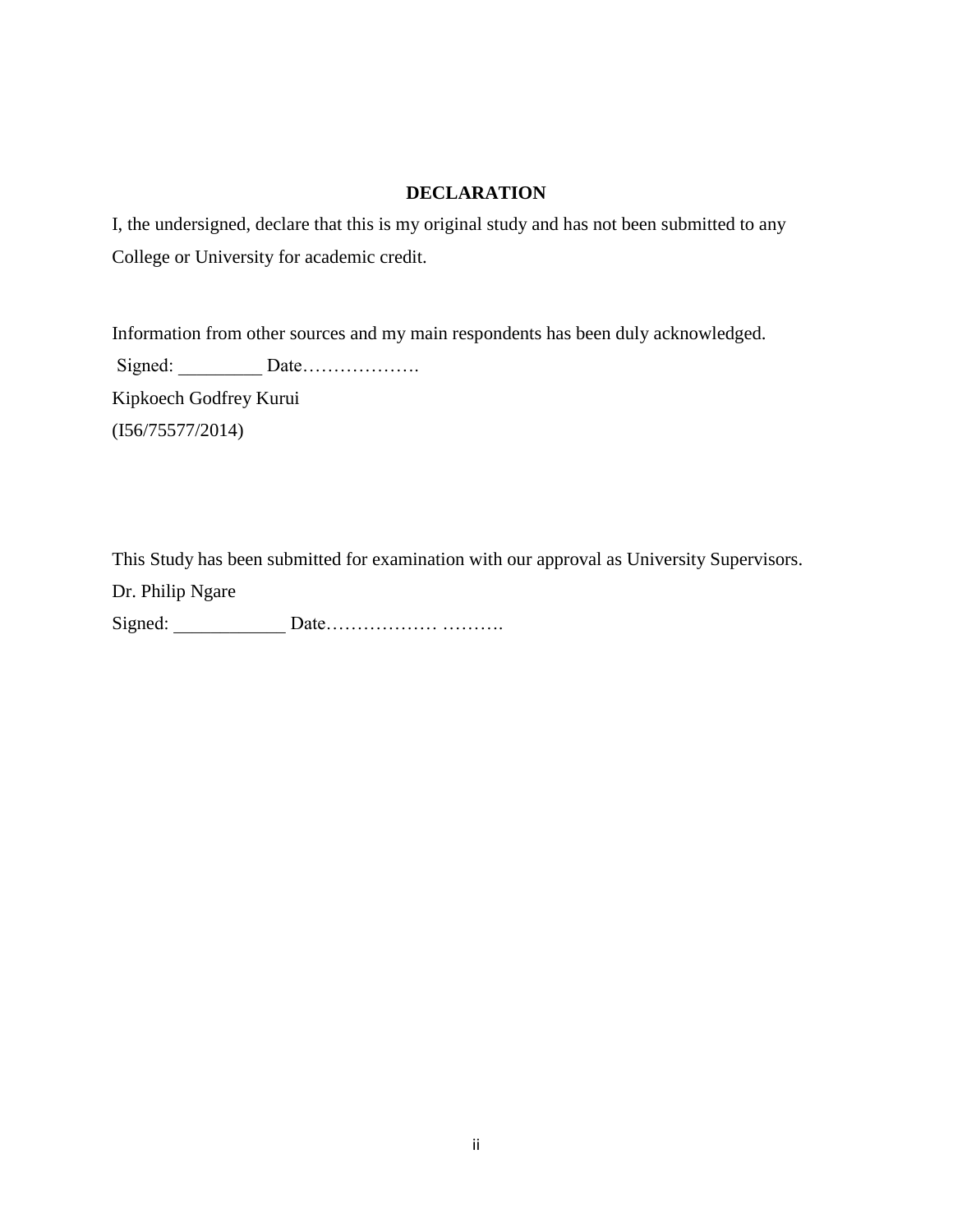## DECLARATION

I, the undersigned, declare that this is my original study and has not been submitted to any College or University for academic credit.

Information from other sources and my main respondents has been duly acknowledged.

Signed: _________ Date……………….

Kipkoech Godfrey Kurui

(I56/75577/2014)

This Study has been submitted for examination with our approval as University Supervisors.

Dr. Philip Ngare

Signed: ____________ Date…………….. ……….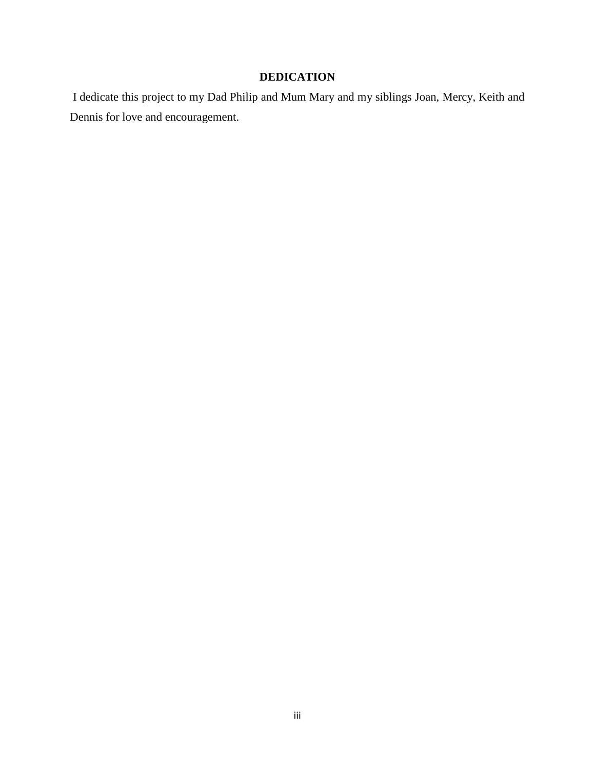# DEDICATION

I dedicate this project to my Dad Philip and Mum Mary and my siblings Joan, Mercy, Keith and Dennis for love and encouragement.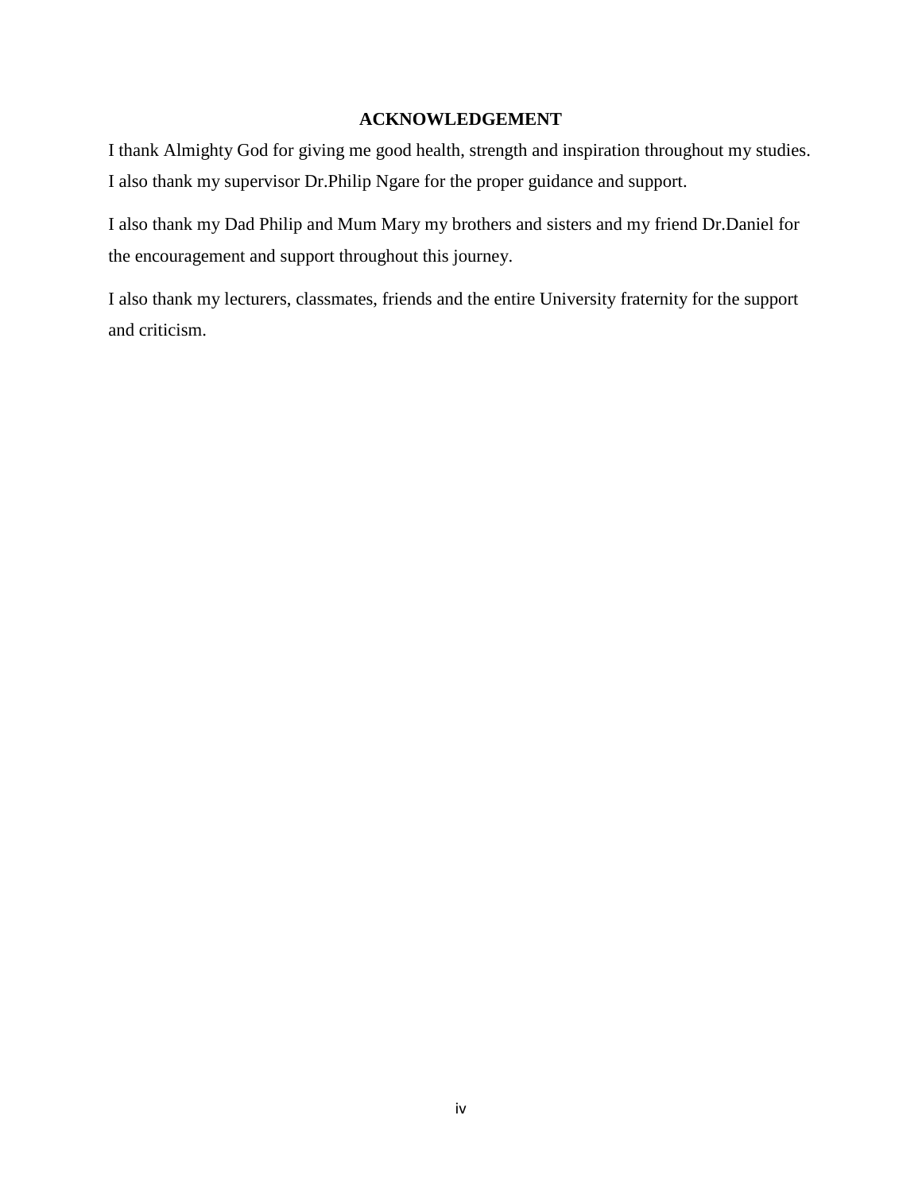## ACKNOWLEDGEMENT

I thank Almighty God for giving me good health, strength and inspiration throughout my studies. I also thank my supervisor Dr.Philip Ngare for the proper guidance and support.

I also thank my Dad Philip and Mum Mary my brothers and sisters and my friend Dr.Daniel for the encouragement and support throughout this journey.

I also thank my lecturers, classmates, friends and the entire University fraternity for the support and criticism.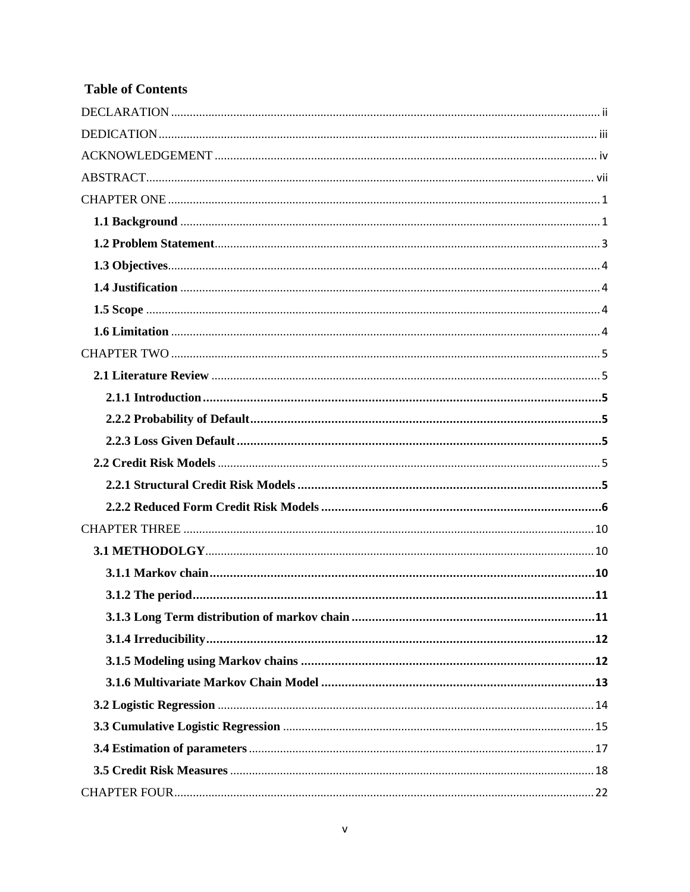## Table of Contents

DECLARATION ........ ii

DEDICATION ........ iii

ACKNOWLEDGEMENT ........ iv

ABSTRACT ........ vii

CHAPTER ONE ........ 1

- **1.1 Background** ........ 1
- **1.2 Problem Statement** ........ 3
- **1.3 Objectives** ........ 4
- **1.4 Justification** ........ 4
- **1.5 Scope** ........ 4
- **1.6 Limitation** ........ 4

CHAPTER TWO ........ 5

- **2.1 Literature Review** ........ 5
  - **2.1.1 Introduction** ........ **5**
  - **2.2.2 Probability of Default** ........ **5**
  - **2.2.3 Loss Given Default** ........ **5**
- **2.2 Credit Risk Models** ........ 5
  - **2.2.1 Structural Credit Risk Models** ........ **5**
  - **2.2.2 Reduced Form Credit Risk Models** ........ **6**

CHAPTER THREE ........ 10

- **3.1 METHODOLGY** ........ 10
  - **3.1.1 Markov chain** ........ **10**
  - **3.1.2 The period** ........ **11**
  - **3.1.3 Long Term distribution of markov chain** ........ **11**
  - **3.1.4 Irreducibility** ........ **12**
  - **3.1.5 Modeling using Markov chains** ........ **12**
  - **3.1.6 Multivariate Markov Chain Model** ........ **13**
- **3.2 Logistic Regression** ........ 14
- **3.3 Cumulative Logistic Regression** ........ 15
- **3.4 Estimation of parameters** ........ 17
- **3.5 Credit Risk Measures** ........ 18

CHAPTER FOUR ........ 22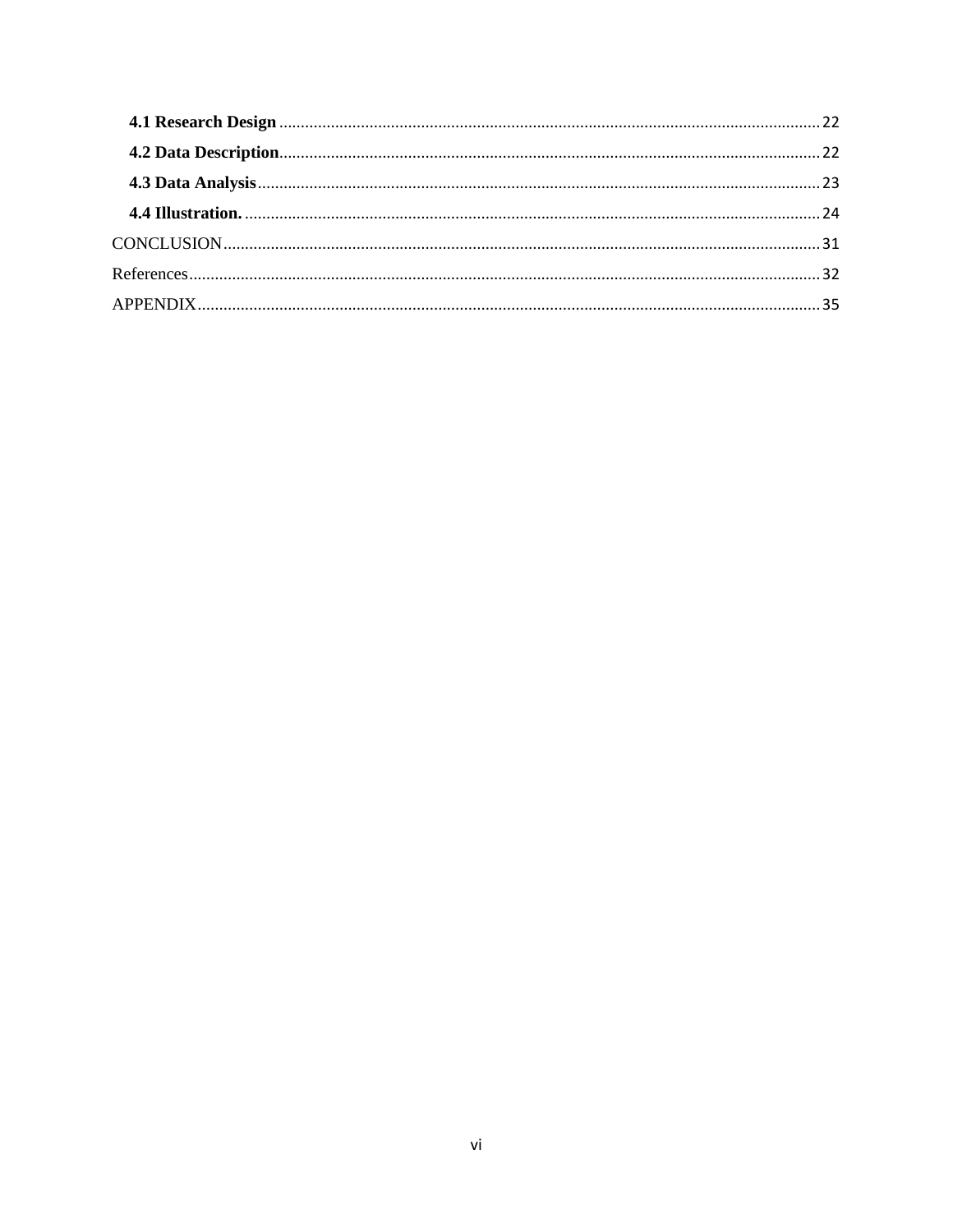**4.1 Research Design** ........................................................................................................ 22

**4.2 Data Description**........................................................................................................ 22

**4.3 Data Analysis**.............................................................................................................. 23

**4.4 Illustration.** ................................................................................................................ 24

CONCLUSION....................................................................................................................... 31

References............................................................................................................................... 32

APPENDIX............................................................................................................................. 35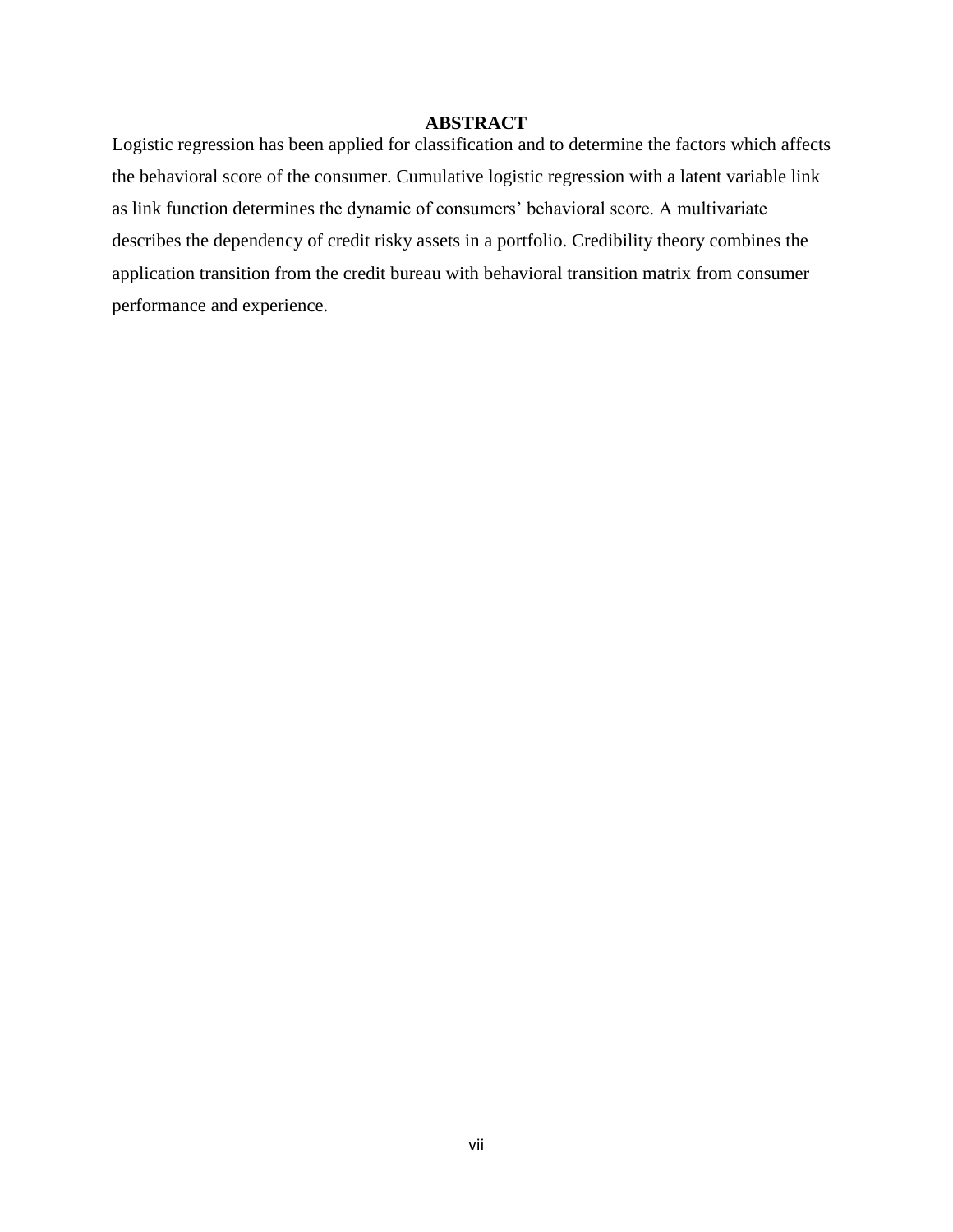# ABSTRACT

Logistic regression has been applied for classification and to determine the factors which affects the behavioral score of the consumer. Cumulative logistic regression with a latent variable link as link function determines the dynamic of consumers' behavioral score. A multivariate describes the dependency of credit risky assets in a portfolio. Credibility theory combines the application transition from the credit bureau with behavioral transition matrix from consumer performance and experience.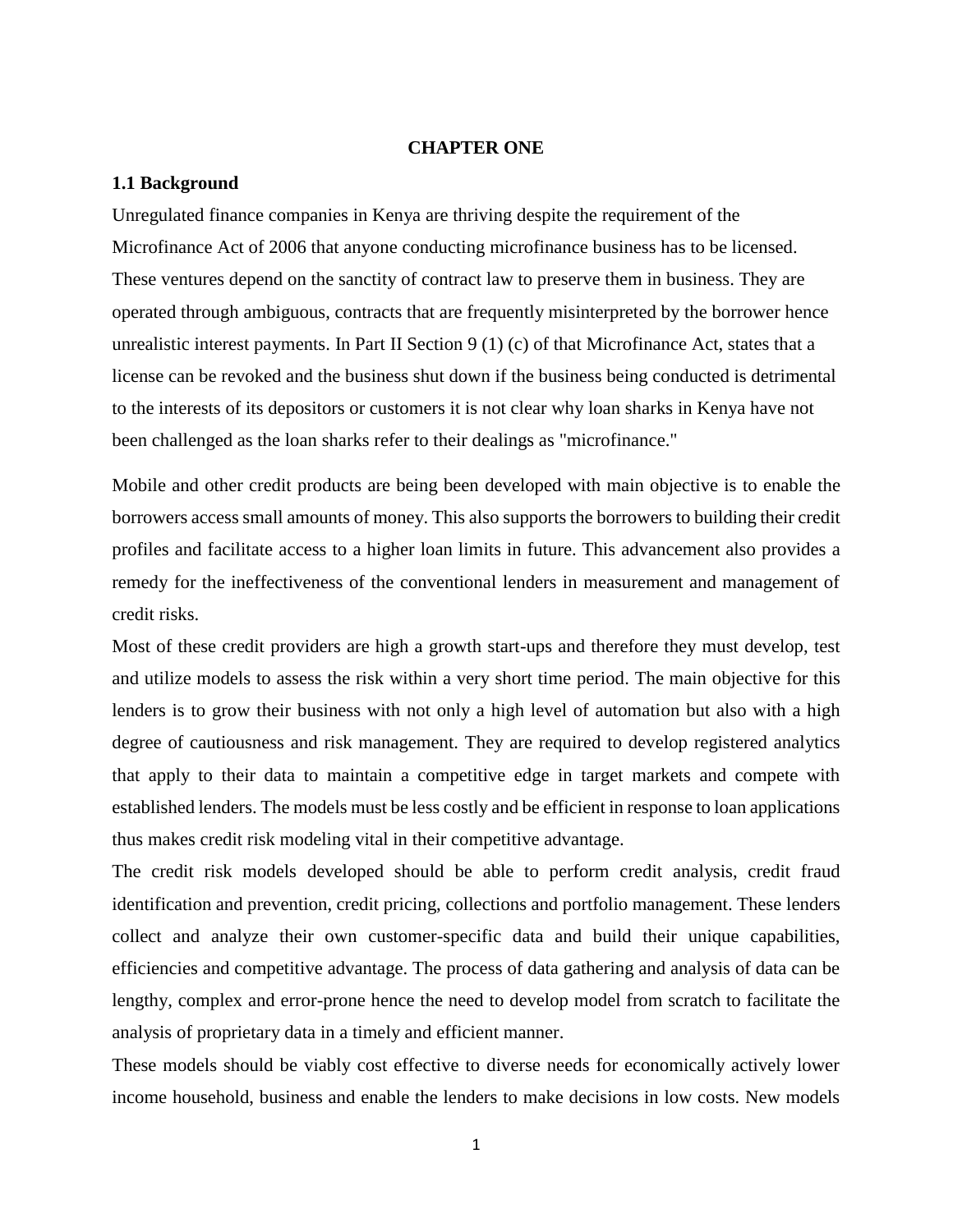# CHAPTER ONE

## 1.1 Background

Unregulated finance companies in Kenya are thriving despite the requirement of the Microfinance Act of 2006 that anyone conducting microfinance business has to be licensed. These ventures depend on the sanctity of contract law to preserve them in business. They are operated through ambiguous, contracts that are frequently misinterpreted by the borrower hence unrealistic interest payments. In Part II Section 9 (1) (c) of that Microfinance Act, states that a license can be revoked and the business shut down if the business being conducted is detrimental to the interests of its depositors or customers it is not clear why loan sharks in Kenya have not been challenged as the loan sharks refer to their dealings as "microfinance."

Mobile and other credit products are being been developed with main objective is to enable the borrowers access small amounts of money. This also supports the borrowers to building their credit profiles and facilitate access to a higher loan limits in future. This advancement also provides a remedy for the ineffectiveness of the conventional lenders in measurement and management of credit risks.

Most of these credit providers are high a growth start-ups and therefore they must develop, test and utilize models to assess the risk within a very short time period. The main objective for this lenders is to grow their business with not only a high level of automation but also with a high degree of cautiousness and risk management. They are required to develop registered analytics that apply to their data to maintain a competitive edge in target markets and compete with established lenders. The models must be less costly and be efficient in response to loan applications thus makes credit risk modeling vital in their competitive advantage.

The credit risk models developed should be able to perform credit analysis, credit fraud identification and prevention, credit pricing, collections and portfolio management. These lenders collect and analyze their own customer-specific data and build their unique capabilities, efficiencies and competitive advantage. The process of data gathering and analysis of data can be lengthy, complex and error-prone hence the need to develop model from scratch to facilitate the analysis of proprietary data in a timely and efficient manner.

These models should be viably cost effective to diverse needs for economically actively lower income household, business and enable the lenders to make decisions in low costs. New models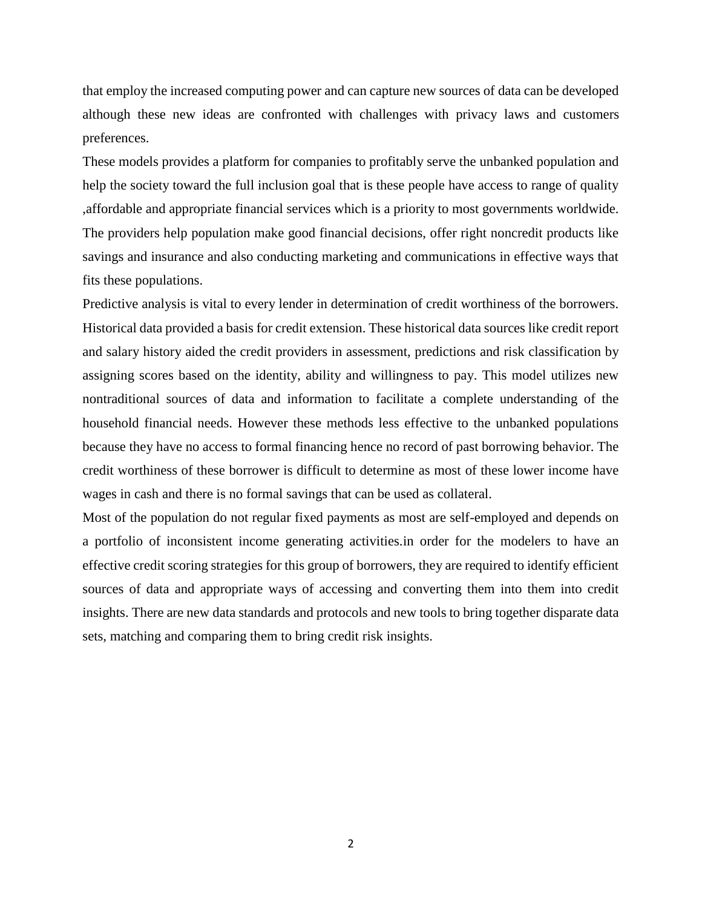that employ the increased computing power and can capture new sources of data can be developed although these new ideas are confronted with challenges with privacy laws and customers preferences.

These models provides a platform for companies to profitably serve the unbanked population and help the society toward the full inclusion goal that is these people have access to range of quality ,affordable and appropriate financial services which is a priority to most governments worldwide. The providers help population make good financial decisions, offer right noncredit products like savings and insurance and also conducting marketing and communications in effective ways that fits these populations.

Predictive analysis is vital to every lender in determination of credit worthiness of the borrowers. Historical data provided a basis for credit extension. These historical data sources like credit report and salary history aided the credit providers in assessment, predictions and risk classification by assigning scores based on the identity, ability and willingness to pay. This model utilizes new nontraditional sources of data and information to facilitate a complete understanding of the household financial needs. However these methods less effective to the unbanked populations because they have no access to formal financing hence no record of past borrowing behavior. The credit worthiness of these borrower is difficult to determine as most of these lower income have wages in cash and there is no formal savings that can be used as collateral.

Most of the population do not regular fixed payments as most are self-employed and depends on a portfolio of inconsistent income generating activities.in order for the modelers to have an effective credit scoring strategies for this group of borrowers, they are required to identify efficient sources of data and appropriate ways of accessing and converting them into them into credit insights. There are new data standards and protocols and new tools to bring together disparate data sets, matching and comparing them to bring credit risk insights.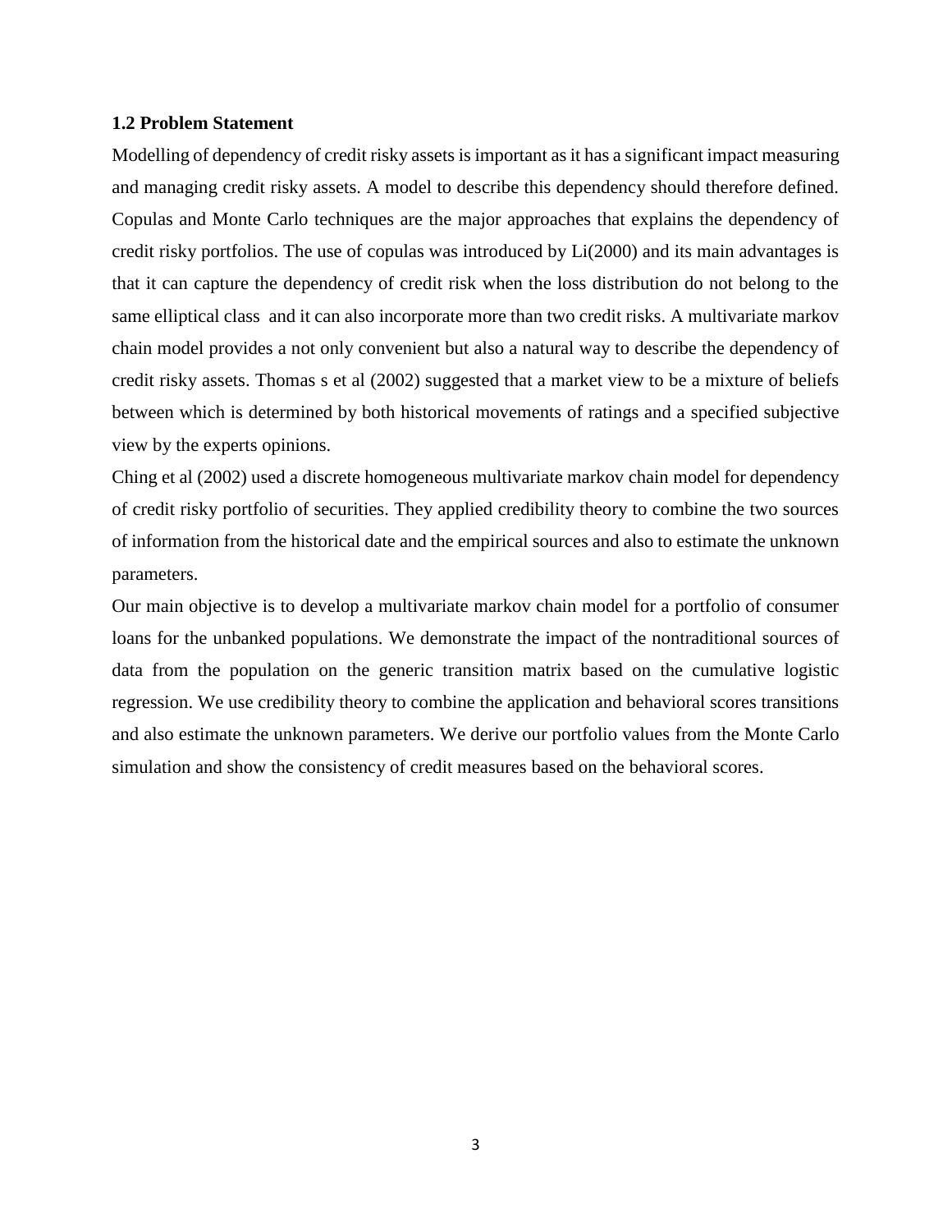### 1.2 Problem Statement

Modelling of dependency of credit risky assets is important as it has a significant impact measuring and managing credit risky assets. A model to describe this dependency should therefore defined. Copulas and Monte Carlo techniques are the major approaches that explains the dependency of credit risky portfolios. The use of copulas was introduced by Li(2000) and its main advantages is that it can capture the dependency of credit risk when the loss distribution do not belong to the same elliptical class and it can also incorporate more than two credit risks. A multivariate markov chain model provides a not only convenient but also a natural way to describe the dependency of credit risky assets. Thomas s et al (2002) suggested that a market view to be a mixture of beliefs between which is determined by both historical movements of ratings and a specified subjective view by the experts opinions.

Ching et al (2002) used a discrete homogeneous multivariate markov chain model for dependency of credit risky portfolio of securities. They applied credibility theory to combine the two sources of information from the historical date and the empirical sources and also to estimate the unknown parameters.

Our main objective is to develop a multivariate markov chain model for a portfolio of consumer loans for the unbanked populations. We demonstrate the impact of the nontraditional sources of data from the population on the generic transition matrix based on the cumulative logistic regression. We use credibility theory to combine the application and behavioral scores transitions and also estimate the unknown parameters. We derive our portfolio values from the Monte Carlo simulation and show the consistency of credit measures based on the behavioral scores.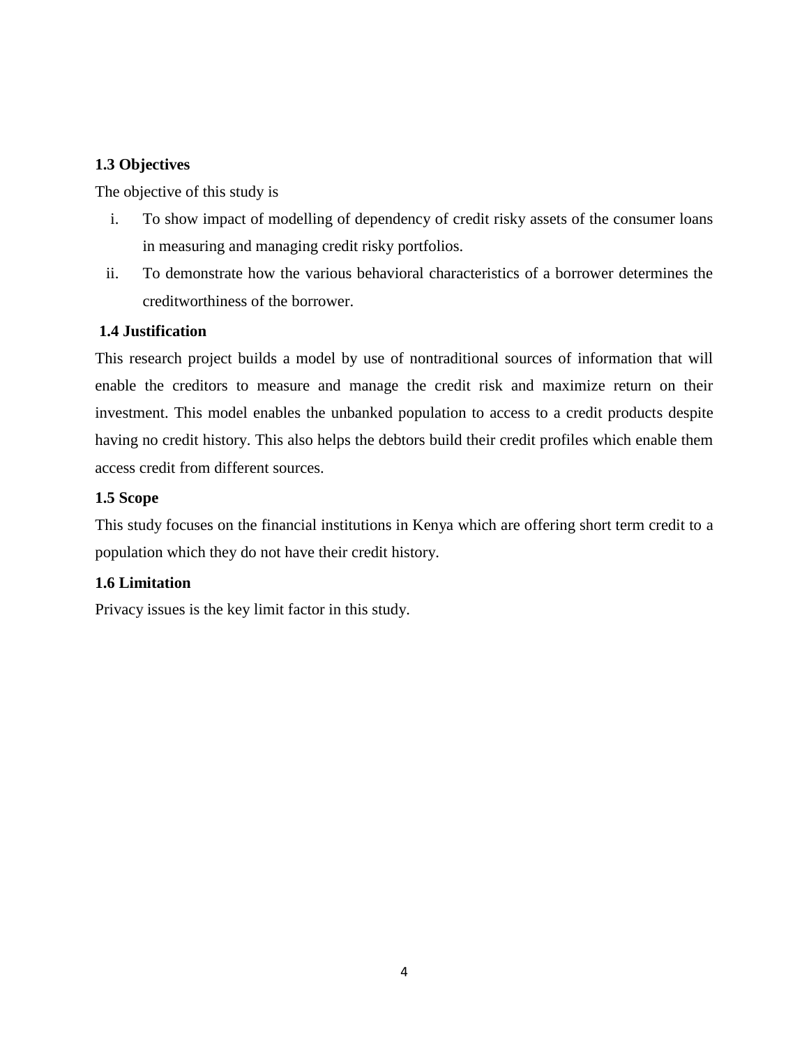### 1.3 Objectives

The objective of this study is

i. To show impact of modelling of dependency of credit risky assets of the consumer loans in measuring and managing credit risky portfolios.
ii. To demonstrate how the various behavioral characteristics of a borrower determines the creditworthiness of the borrower.

### 1.4 Justification

This research project builds a model by use of nontraditional sources of information that will enable the creditors to measure and manage the credit risk and maximize return on their investment. This model enables the unbanked population to access to a credit products despite having no credit history. This also helps the debtors build their credit profiles which enable them access credit from different sources.

### 1.5 Scope

This study focuses on the financial institutions in Kenya which are offering short term credit to a population which they do not have their credit history.

### 1.6 Limitation

Privacy issues is the key limit factor in this study.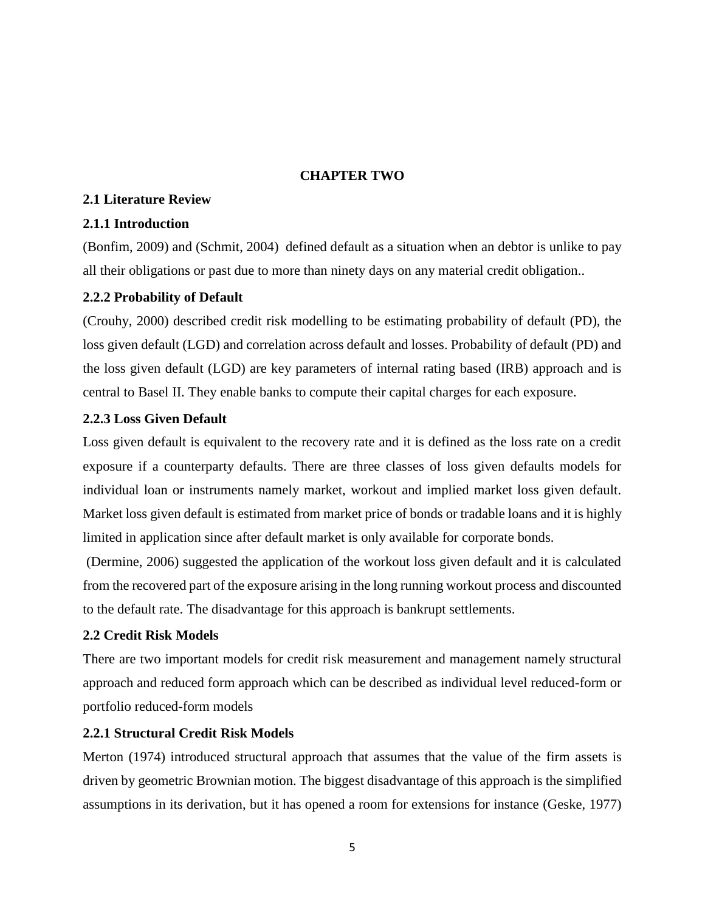# CHAPTER TWO

## 2.1 Literature Review

### 2.1.1 Introduction

(Bonfim, 2009) and (Schmit, 2004) defined default as a situation when an debtor is unlike to pay all their obligations or past due to more than ninety days on any material credit obligation..

### 2.2.2 Probability of Default

(Crouhy, 2000) described credit risk modelling to be estimating probability of default (PD), the loss given default (LGD) and correlation across default and losses. Probability of default (PD) and the loss given default (LGD) are key parameters of internal rating based (IRB) approach and is central to Basel II. They enable banks to compute their capital charges for each exposure.

### 2.2.3 Loss Given Default

Loss given default is equivalent to the recovery rate and it is defined as the loss rate on a credit exposure if a counterparty defaults. There are three classes of loss given defaults models for individual loan or instruments namely market, workout and implied market loss given default. Market loss given default is estimated from market price of bonds or tradable loans and it is highly limited in application since after default market is only available for corporate bonds.

(Dermine, 2006) suggested the application of the workout loss given default and it is calculated from the recovered part of the exposure arising in the long running workout process and discounted to the default rate. The disadvantage for this approach is bankrupt settlements.

## 2.2 Credit Risk Models

There are two important models for credit risk measurement and management namely structural approach and reduced form approach which can be described as individual level reduced-form or portfolio reduced-form models

### 2.2.1 Structural Credit Risk Models

Merton (1974) introduced structural approach that assumes that the value of the firm assets is driven by geometric Brownian motion. The biggest disadvantage of this approach is the simplified assumptions in its derivation, but it has opened a room for extensions for instance (Geske, 1977)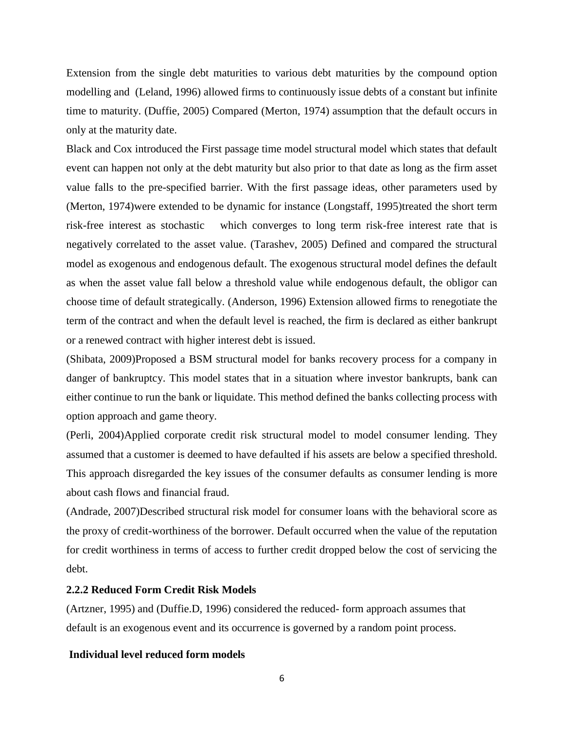Extension from the single debt maturities to various debt maturities by the compound option modelling and (Leland, 1996) allowed firms to continuously issue debts of a constant but infinite time to maturity. (Duffie, 2005) Compared (Merton, 1974) assumption that the default occurs in only at the maturity date.

Black and Cox introduced the First passage time model structural model which states that default event can happen not only at the debt maturity but also prior to that date as long as the firm asset value falls to the pre-specified barrier. With the first passage ideas, other parameters used by (Merton, 1974)were extended to be dynamic for instance (Longstaff, 1995)treated the short term risk-free interest as stochastic which converges to long term risk-free interest rate that is negatively correlated to the asset value. (Tarashev, 2005) Defined and compared the structural model as exogenous and endogenous default. The exogenous structural model defines the default as when the asset value fall below a threshold value while endogenous default, the obligor can choose time of default strategically. (Anderson, 1996) Extension allowed firms to renegotiate the term of the contract and when the default level is reached, the firm is declared as either bankrupt or a renewed contract with higher interest debt is issued.

(Shibata, 2009)Proposed a BSM structural model for banks recovery process for a company in danger of bankruptcy. This model states that in a situation where investor bankrupts, bank can either continue to run the bank or liquidate. This method defined the banks collecting process with option approach and game theory.

(Perli, 2004)Applied corporate credit risk structural model to model consumer lending. They assumed that a customer is deemed to have defaulted if his assets are below a specified threshold. This approach disregarded the key issues of the consumer defaults as consumer lending is more about cash flows and financial fraud.

(Andrade, 2007)Described structural risk model for consumer loans with the behavioral score as the proxy of credit-worthiness of the borrower. Default occurred when the value of the reputation for credit worthiness in terms of access to further credit dropped below the cost of servicing the debt.

### 2.2.2 Reduced Form Credit Risk Models

(Artzner, 1995) and (Duffie.D, 1996) considered the reduced- form approach assumes that default is an exogenous event and its occurrence is governed by a random point process.

**Individual level reduced form models**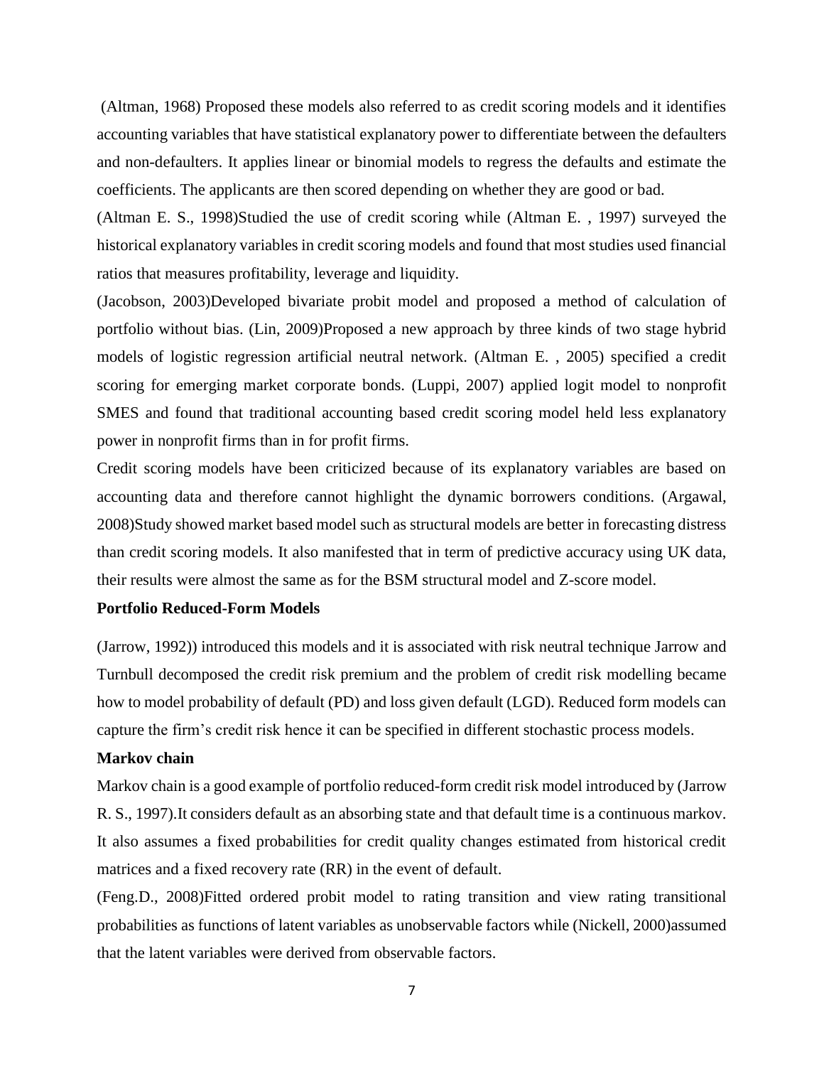(Altman, 1968) Proposed these models also referred to as credit scoring models and it identifies accounting variables that have statistical explanatory power to differentiate between the defaulters and non-defaulters. It applies linear or binomial models to regress the defaults and estimate the coefficients. The applicants are then scored depending on whether they are good or bad.

(Altman E. S., 1998)Studied the use of credit scoring while (Altman E. , 1997) surveyed the historical explanatory variables in credit scoring models and found that most studies used financial ratios that measures profitability, leverage and liquidity.

(Jacobson, 2003)Developed bivariate probit model and proposed a method of calculation of portfolio without bias. (Lin, 2009)Proposed a new approach by three kinds of two stage hybrid models of logistic regression artificial neutral network. (Altman E. , 2005) specified a credit scoring for emerging market corporate bonds. (Luppi, 2007) applied logit model to nonprofit SMES and found that traditional accounting based credit scoring model held less explanatory power in nonprofit firms than in for profit firms.

Credit scoring models have been criticized because of its explanatory variables are based on accounting data and therefore cannot highlight the dynamic borrowers conditions. (Argawal, 2008)Study showed market based model such as structural models are better in forecasting distress than credit scoring models. It also manifested that in term of predictive accuracy using UK data, their results were almost the same as for the BSM structural model and Z-score model.

**Portfolio Reduced-Form Models**

(Jarrow, 1992)) introduced this models and it is associated with risk neutral technique Jarrow and Turnbull decomposed the credit risk premium and the problem of credit risk modelling became how to model probability of default (PD) and loss given default (LGD). Reduced form models can capture the firm's credit risk hence it can be specified in different stochastic process models.

**Markov chain**

Markov chain is a good example of portfolio reduced-form credit risk model introduced by (Jarrow R. S., 1997).It considers default as an absorbing state and that default time is a continuous markov. It also assumes a fixed probabilities for credit quality changes estimated from historical credit matrices and a fixed recovery rate (RR) in the event of default.

(Feng.D., 2008)Fitted ordered probit model to rating transition and view rating transitional probabilities as functions of latent variables as unobservable factors while (Nickell, 2000)assumed that the latent variables were derived from observable factors.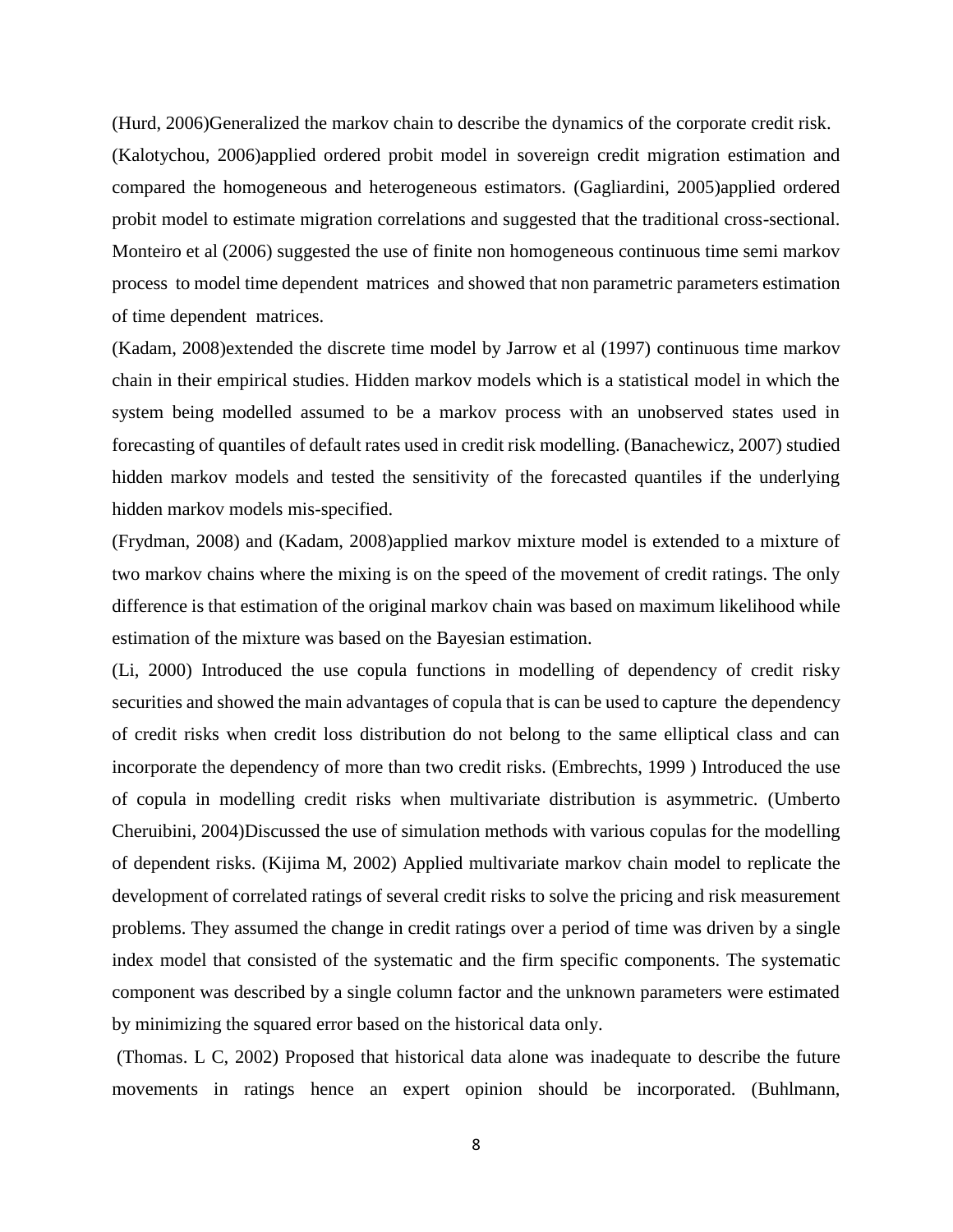(Hurd, 2006)Generalized the markov chain to describe the dynamics of the corporate credit risk. (Kalotychou, 2006)applied ordered probit model in sovereign credit migration estimation and compared the homogeneous and heterogeneous estimators. (Gagliardini, 2005)applied ordered probit model to estimate migration correlations and suggested that the traditional cross-sectional. Monteiro et al (2006) suggested the use of finite non homogeneous continuous time semi markov process to model time dependent matrices and showed that non parametric parameters estimation of time dependent matrices.

(Kadam, 2008)extended the discrete time model by Jarrow et al (1997) continuous time markov chain in their empirical studies. Hidden markov models which is a statistical model in which the system being modelled assumed to be a markov process with an unobserved states used in forecasting of quantiles of default rates used in credit risk modelling. (Banachewicz, 2007) studied hidden markov models and tested the sensitivity of the forecasted quantiles if the underlying hidden markov models mis-specified.

(Frydman, 2008) and (Kadam, 2008)applied markov mixture model is extended to a mixture of two markov chains where the mixing is on the speed of the movement of credit ratings. The only difference is that estimation of the original markov chain was based on maximum likelihood while estimation of the mixture was based on the Bayesian estimation.

(Li, 2000) Introduced the use copula functions in modelling of dependency of credit risky securities and showed the main advantages of copula that is can be used to capture the dependency of credit risks when credit loss distribution do not belong to the same elliptical class and can incorporate the dependency of more than two credit risks. (Embrechts, 1999 ) Introduced the use of copula in modelling credit risks when multivariate distribution is asymmetric. (Umberto Cheruibini, 2004)Discussed the use of simulation methods with various copulas for the modelling of dependent risks. (Kijima M, 2002) Applied multivariate markov chain model to replicate the development of correlated ratings of several credit risks to solve the pricing and risk measurement problems. They assumed the change in credit ratings over a period of time was driven by a single index model that consisted of the systematic and the firm specific components. The systematic component was described by a single column factor and the unknown parameters were estimated by minimizing the squared error based on the historical data only.

(Thomas. L C, 2002) Proposed that historical data alone was inadequate to describe the future movements in ratings hence an expert opinion should be incorporated. (Buhlmann,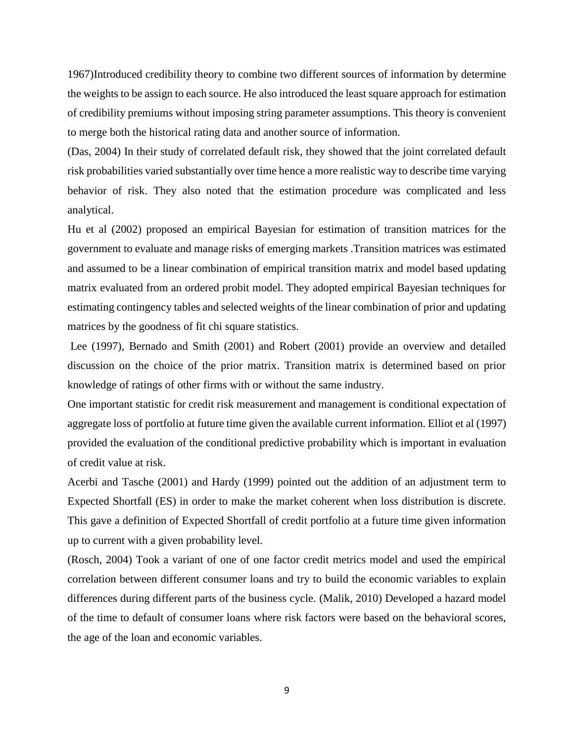1967)Introduced credibility theory to combine two different sources of information by determine the weights to be assign to each source. He also introduced the least square approach for estimation of credibility premiums without imposing string parameter assumptions. This theory is convenient to merge both the historical rating data and another source of information.

(Das, 2004) In their study of correlated default risk, they showed that the joint correlated default risk probabilities varied substantially over time hence a more realistic way to describe time varying behavior of risk. They also noted that the estimation procedure was complicated and less analytical.

Hu et al (2002) proposed an empirical Bayesian for estimation of transition matrices for the government to evaluate and manage risks of emerging markets .Transition matrices was estimated and assumed to be a linear combination of empirical transition matrix and model based updating matrix evaluated from an ordered probit model. They adopted empirical Bayesian techniques for estimating contingency tables and selected weights of the linear combination of prior and updating matrices by the goodness of fit chi square statistics.

Lee (1997), Bernado and Smith (2001) and Robert (2001) provide an overview and detailed discussion on the choice of the prior matrix. Transition matrix is determined based on prior knowledge of ratings of other firms with or without the same industry.

One important statistic for credit risk measurement and management is conditional expectation of aggregate loss of portfolio at future time given the available current information. Elliot et al (1997) provided the evaluation of the conditional predictive probability which is important in evaluation of credit value at risk.

Acerbi and Tasche (2001) and Hardy (1999) pointed out the addition of an adjustment term to Expected Shortfall (ES) in order to make the market coherent when loss distribution is discrete. This gave a definition of Expected Shortfall of credit portfolio at a future time given information up to current with a given probability level.

(Rosch, 2004) Took a variant of one of one factor credit metrics model and used the empirical correlation between different consumer loans and try to build the economic variables to explain differences during different parts of the business cycle. (Malik, 2010) Developed a hazard model of the time to default of consumer loans where risk factors were based on the behavioral scores, the age of the loan and economic variables.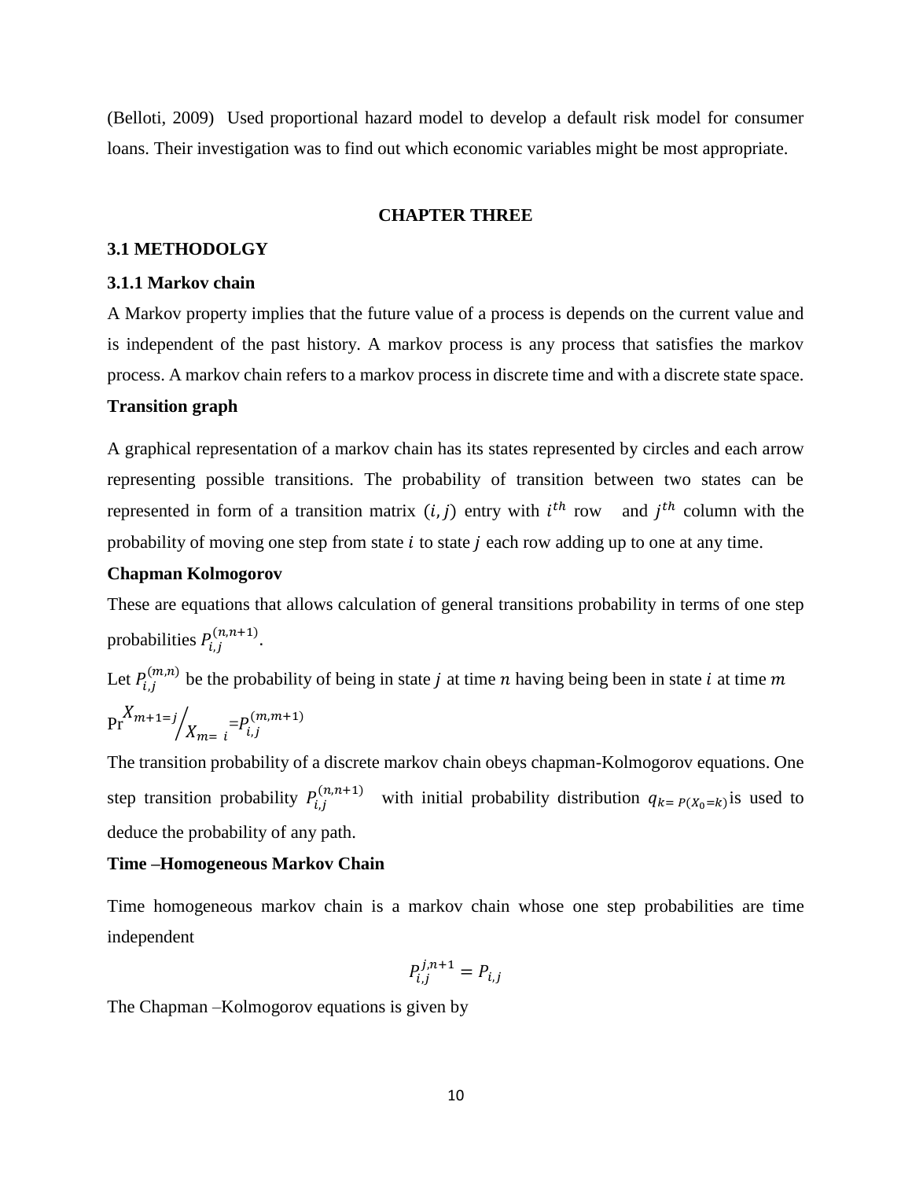(Belloti, 2009) Used proportional hazard model to develop a default risk model for consumer loans. Their investigation was to find out which economic variables might be most appropriate.

## CHAPTER THREE

### 3.1 METHODOLGY

#### 3.1.1 Markov chain

A Markov property implies that the future value of a process is depends on the current value and is independent of the past history. A markov process is any process that satisfies the markov process. A markov chain refers to a markov process in discrete time and with a discrete state space.

**Transition graph**

A graphical representation of a markov chain has its states represented by circles and each arrow representing possible transitions. The probability of transition between two states can be represented in form of a transition matrix $(i, j)$ entry with $i^{th}$ row and $j^{th}$ column with the probability of moving one step from state $i$ to state $j$ each row adding up to one at any time.

**Chapman Kolmogorov**

These are equations that allows calculation of general transitions probability in terms of one step probabilities $P_{i,j}^{(n,n+1)}$.

Let $P_{i,j}^{(m,n)}$ be the probability of being in state $j$ at time $n$ having being been in state $i$ at time $m$

$\Pr^{X_{m+1=j}}/_{X_{m=\ i}} = P_{i,j}^{(m,m+1)}$

The transition probability of a discrete markov chain obeys chapman-Kolmogorov equations. One step transition probability $P_{i,j}^{(n,n+1)}$ with initial probability distribution $q_{k=P(X_0=k)}$ is used to deduce the probability of any path.

**Time –Homogeneous Markov Chain**

Time homogeneous markov chain is a markov chain whose one step probabilities are time independent

$$P_{i,j}^{j,n+1} = P_{i,j}$$

The Chapman –Kolmogorov equations is given by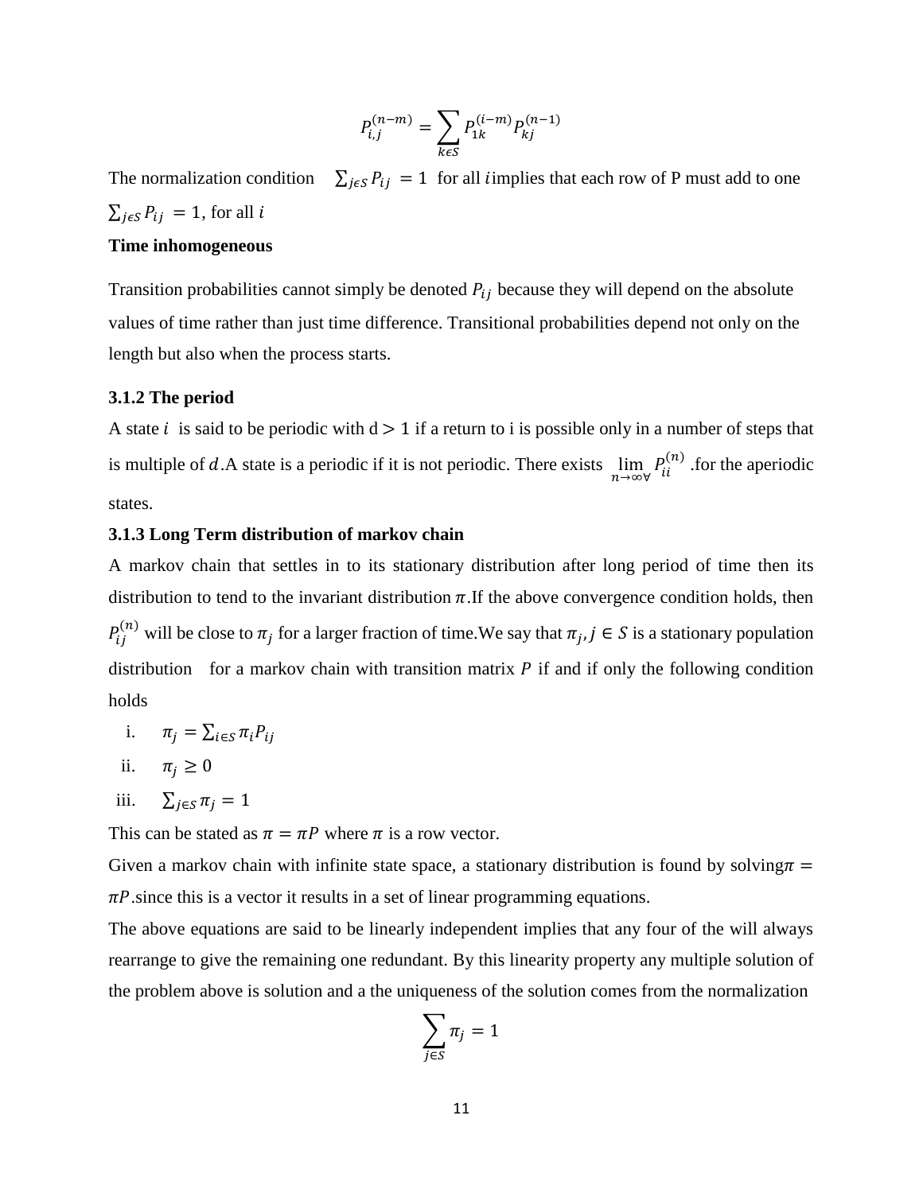$$P_{i,j}^{(n-m)} = \sum_{k\epsilon S} P_{1k}^{(i-m)} P_{kj}^{(n-1)}$$

The normalization condition $\sum_{j\epsilon S} P_{ij} = 1$ for all $i$implies that each row of P must add to one $\sum_{j\epsilon S} P_{ij} = 1$, for all $i$

**Time inhomogeneous**

Transition probabilities cannot simply be denoted $P_{ij}$ because they will depend on the absolute values of time rather than just time difference. Transitional probabilities depend not only on the length but also when the process starts.

### 3.1.2 The period

A state $i$ is said to be periodic with d $> 1$ if a return to i is possible only in a number of steps that is multiple of $d$.A state is a periodic if it is not periodic. There exists $\lim_{n\to\infty\forall} P_{ii}^{(n)}$ .for the aperiodic states.

### 3.1.3 Long Term distribution of markov chain

A markov chain that settles in to its stationary distribution after long period of time then its distribution to tend to the invariant distribution $\pi$.If the above convergence condition holds, then $P_{ij}^{(n)}$ will be close to $\pi_j$ for a larger fraction of time.We say that $\pi_j, j \in S$ is a stationary population distribution for a markov chain with transition matrix $P$ if and if only the following condition holds

i. $\pi_j = \sum_{i\in S} \pi_i P_{ij}$

ii. $\pi_j \geq 0$

iii. $\sum_{j\in S} \pi_j = 1$

This can be stated as $\pi = \pi P$ where $\pi$ is a row vector.

Given a markov chain with infinite state space, a stationary distribution is found by solving$\pi = \pi P$.since this is a vector it results in a set of linear programming equations.

The above equations are said to be linearly independent implies that any four of the will always rearrange to give the remaining one redundant. By this linearity property any multiple solution of the problem above is solution and a the uniqueness of the solution comes from the normalization

$$\sum_{j\in S} \pi_j = 1$$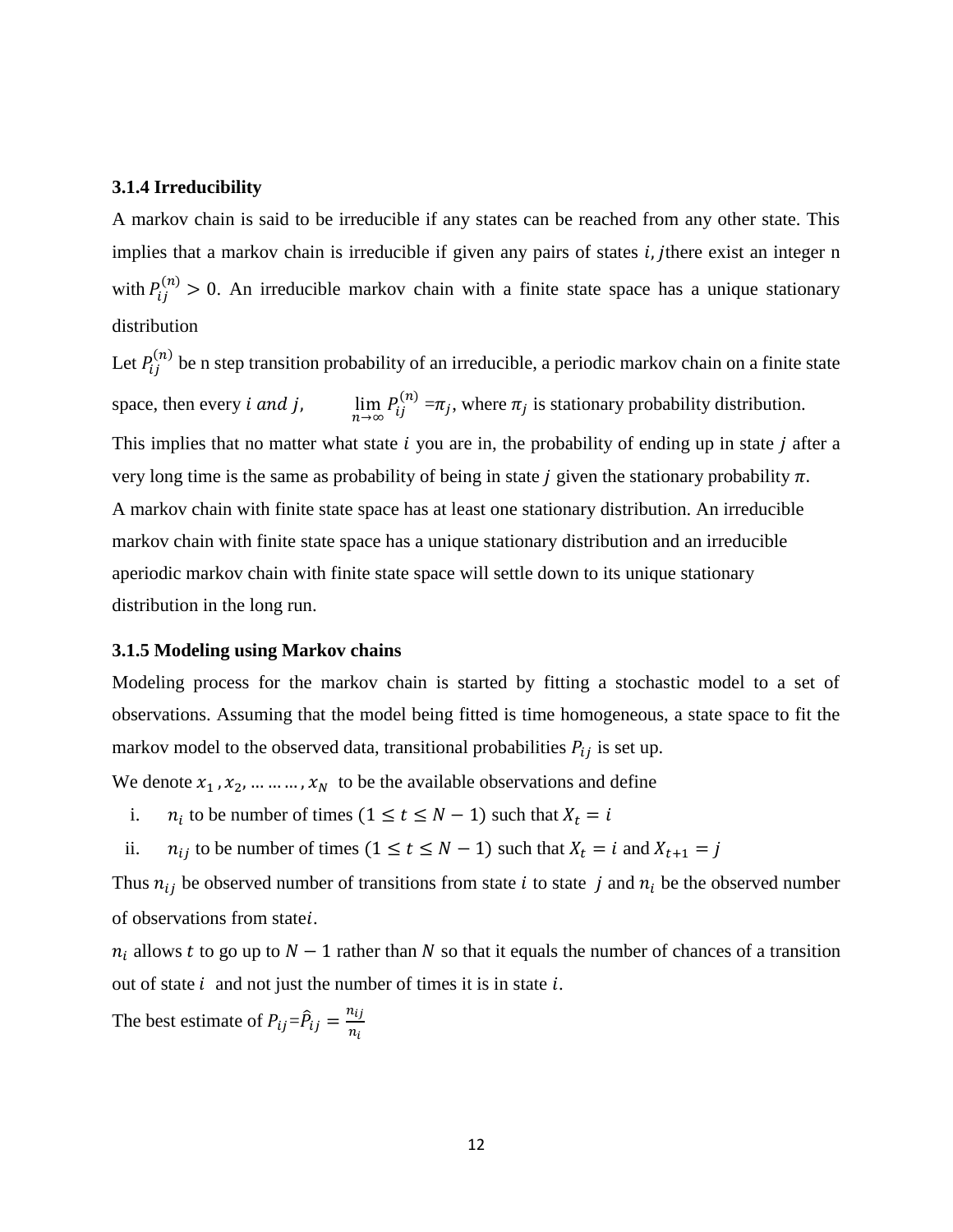### 3.1.4 Irreducibility

A markov chain is said to be irreducible if any states can be reached from any other state. This implies that a markov chain is irreducible if given any pairs of states $i, j$there exist an integer n with $P_{ij}^{(n)} > 0$. An irreducible markov chain with a finite state space has a unique stationary distribution

Let $P_{ij}^{(n)}$ be n step transition probability of an irreducible, a periodic markov chain on a finite state space, then every $i \ and \ j$, $\lim_{n\to\infty} P_{ij}^{(n)} = \pi_j$, where $\pi_j$ is stationary probability distribution.

This implies that no matter what state $i$ you are in, the probability of ending up in state $j$ after a very long time is the same as probability of being in state $j$ given the stationary probability $\pi$.

A markov chain with finite state space has at least one stationary distribution. An irreducible markov chain with finite state space has a unique stationary distribution and an irreducible aperiodic markov chain with finite state space will settle down to its unique stationary distribution in the long run.

### 3.1.5 Modeling using Markov chains

Modeling process for the markov chain is started by fitting a stochastic model to a set of observations. Assuming that the model being fitted is time homogeneous, a state space to fit the markov model to the observed data, transitional probabilities $P_{ij}$ is set up.

We denote $x_1, x_2, \ldots\ldots\ldots, x_N$ to be the available observations and define

i. $n_i$ to be number of times $(1 \leq t \leq N-1)$ such that $X_t = i$

ii. $n_{ij}$ to be number of times $(1 \leq t \leq N-1)$ such that $X_t = i$ and $X_{t+1} = j$

Thus $n_{ij}$ be observed number of transitions from state $i$ to state $j$ and $n_i$ be the observed number of observations from state$i$.

$n_i$ allows $t$ to go up to $N-1$ rather than $N$ so that it equals the number of chances of a transition out of state $i$ and not just the number of times it is in state $i$.

The best estimate of $P_{ij} = \hat{P}_{ij} = \frac{n_{ij}}{n_i}$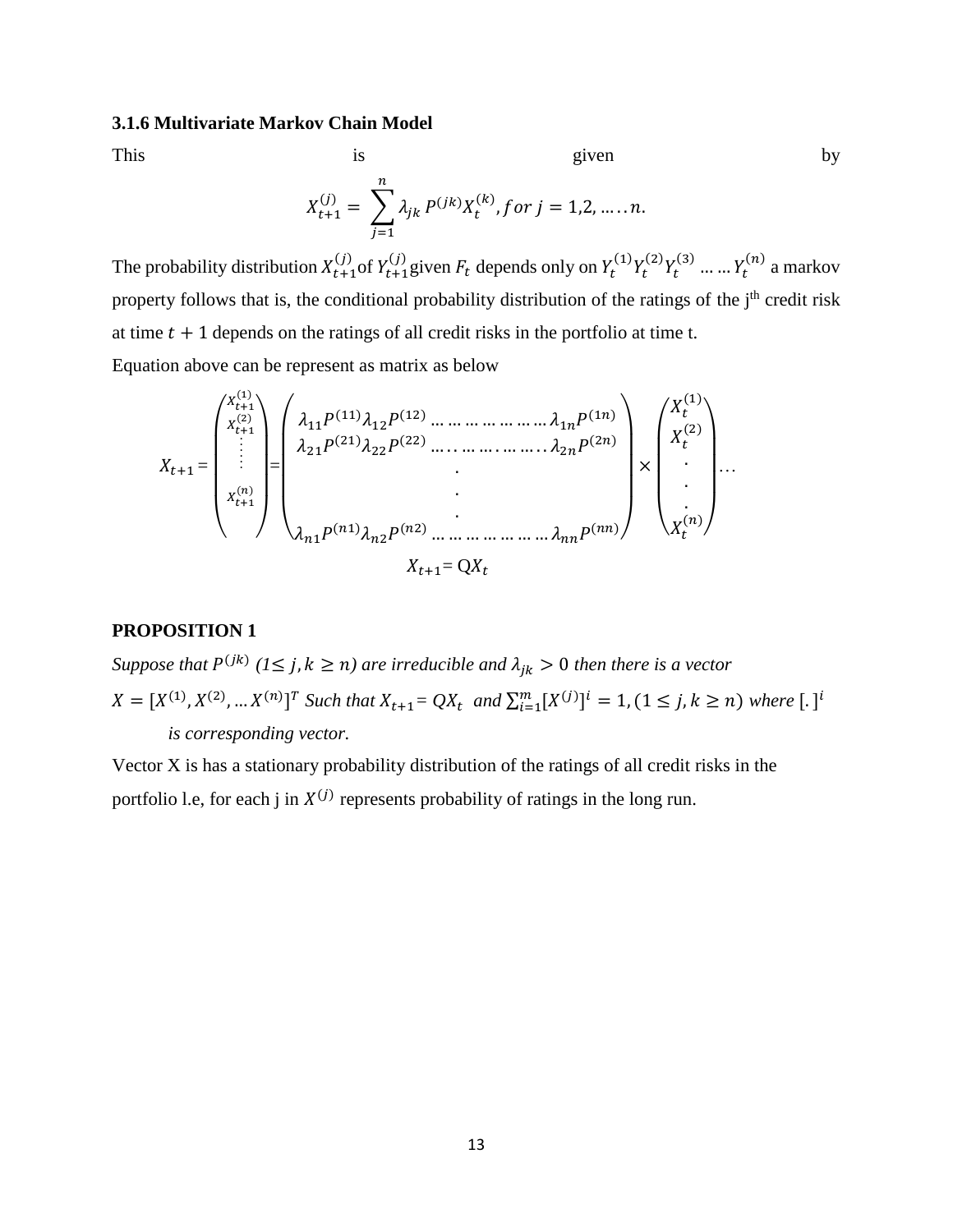### 3.1.6 Multivariate Markov Chain Model

This is given by

$$X_{t+1}^{(j)} = \sum_{j=1}^{n} \lambda_{jk} P^{(jk)} X_t^{(k)}, for\ j = 1,2, \ldots .. n.$$

The probability distribution $X_{t+1}^{(j)}$of $Y_{t+1}^{(j)}$given $F_t$ depends only on $Y_t^{(1)} Y_t^{(2)} Y_t^{(3)} \ldots \ldots Y_t^{(n)}$ a markov property follows that is, the conditional probability distribution of the ratings of the j[th] credit risk at time $t + 1$ depends on the ratings of all credit risks in the portfolio at time t.

Equation above can be represent as matrix as below

$$X_{t+1} = \begin{pmatrix} X_{t+1}^{(1)} \\ X_{t+1}^{(2)} \\ \vdots \\ \vdots \\ X_{t+1}^{(n)} \end{pmatrix} = \begin{pmatrix} \lambda_{11}P^{(11)} \lambda_{12}P^{(12)} \ldots \ldots \ldots \ldots \ldots \ldots \lambda_{1n}P^{(1n)} \\ \lambda_{21}P^{(21)} \lambda_{22}P^{(22)} \ldots \ldots \ldots \ldots \ldots \ldots \lambda_{2n}P^{(2n)} \\ . \\ . \\ . \\ \lambda_{n1}P^{(n1)} \lambda_{n2}P^{(n2)} \ldots \ldots \ldots \ldots \ldots \ldots \lambda_{nn}P^{(nn)} \end{pmatrix} \times \begin{pmatrix} X_t^{(1)} \\ X_t^{(2)} \\ . \\ . \\ . \\ X_t^{(n)} \end{pmatrix} \ldots$$

$$X_{t+1} = QX_t$$

**PROPOSITION 1**

*Suppose that $P^{(jk)}$ ($1 \leq j, k \geq n$) are irreducible and $\lambda_{jk} > 0$ then there is a vector $X = [X^{(1)}, X^{(2)}, \ldots X^{(n)}]^T$ Such that $X_{t+1} = QX_t$ and $\sum_{i=1}^{m} [X^{(j)}]^i = 1, (1 \leq j, k \geq n)$ where $[.]^i$ is corresponding vector.*

Vector X is has a stationary probability distribution of the ratings of all credit risks in the portfolio l.e, for each j in $X^{(j)}$ represents probability of ratings in the long run.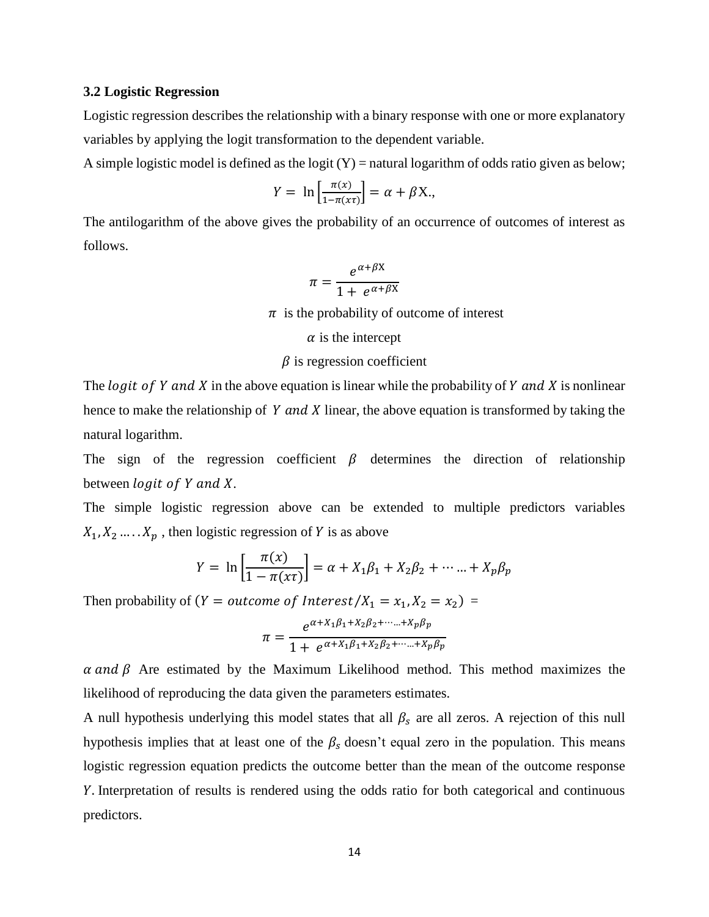### 3.2 Logistic Regression

Logistic regression describes the relationship with a binary response with one or more explanatory variables by applying the logit transformation to the dependent variable.

A simple logistic model is defined as the logit (Y) = natural logarithm of odds ratio given as below;

$$Y = \ln\left[\frac{\pi(x)}{1-\pi(x\tau)}\right] = \alpha + \beta \mathrm{X}.,$$

The antilogarithm of the above gives the probability of an occurrence of outcomes of interest as follows.

$$\pi = \frac{e^{\alpha+\beta \mathrm{X}}}{1+\ e^{\alpha+\beta \mathrm{X}}}$$

$\pi$ is the probability of outcome of interest

$\alpha$ is the intercept

$\beta$ is regression coefficient

The $logit\ of\ Y\ and\ X$ in the above equation is linear while the probability of $Y\ and\ X$ is nonlinear hence to make the relationship of $Y\ and\ X$ linear, the above equation is transformed by taking the natural logarithm.

The sign of the regression coefficient $\beta$ determines the direction of relationship between $logit\ of\ Y\ and\ X$.

The simple logistic regression above can be extended to multiple predictors variables $X_1, X_2 \ldots\ldots X_p$ , then logistic regression of $Y$ is as above

$$Y = \ln\left[\frac{\pi(x)}{1-\pi(x\tau)}\right] = \alpha + X_1\beta_1 + X_2\beta_2 + \cdots \ldots + X_p\beta_p$$

Then probability of $(Y = outcome\ of\ Interest / X_1 = x_1, X_2 = x_2)$ =

$$\pi = \frac{e^{\alpha + X_1\beta_1 + X_2\beta_2 + \cdots \ldots + X_p\beta_p}}{1+\ e^{\alpha + X_1\beta_1 + X_2\beta_2 + \cdots \ldots + X_p\beta_p}}$$

$\alpha\ and\ \beta$ Are estimated by the Maximum Likelihood method. This method maximizes the likelihood of reproducing the data given the parameters estimates.

A null hypothesis underlying this model states that all $\beta_s$ are all zeros. A rejection of this null hypothesis implies that at least one of the $\beta_s$ doesn't equal zero in the population. This means logistic regression equation predicts the outcome better than the mean of the outcome response $Y$. Interpretation of results is rendered using the odds ratio for both categorical and continuous predictors.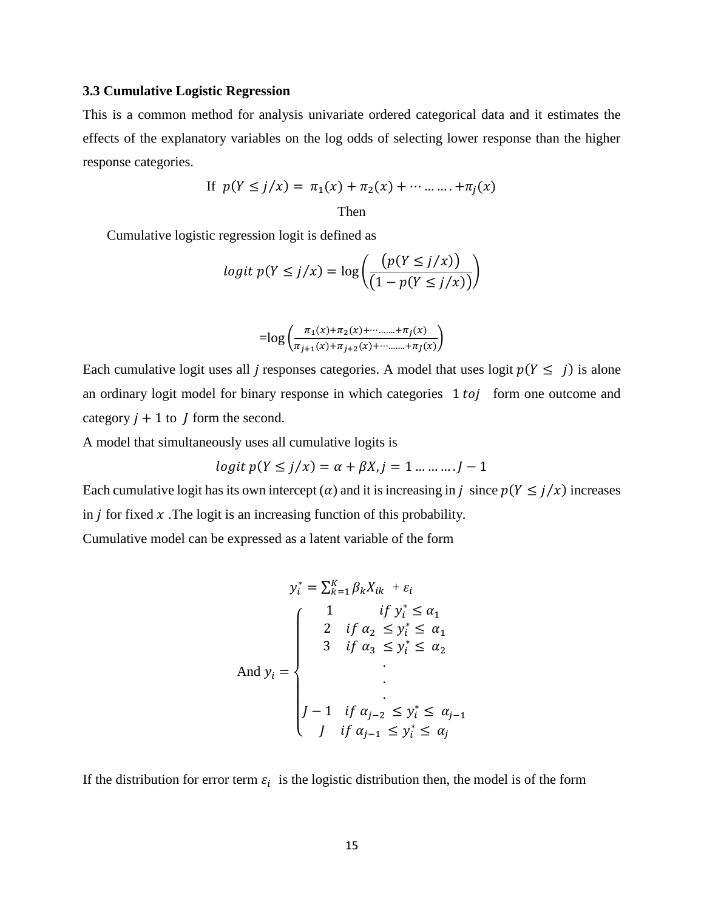### 3.3 Cumulative Logistic Regression

This is a common method for analysis univariate ordered categorical data and it estimates the effects of the explanatory variables on the log odds of selecting lower response than the higher response categories.

$$\text{If } \; p(Y \leq j/x) = \pi_1(x) + \pi_2(x) + \cdots \ldots \ldots . + \pi_j(x)$$

Then

Cumulative logistic regression logit is defined as

$$logit\; p(Y \leq j/x) = \log\left(\frac{\left(p(Y \leq j/x)\right)}{\left(1 - p(Y \leq j/x)\right)}\right)$$

$$= \log\left(\frac{\pi_1(x) + \pi_2(x) + \cdots \ldots \ldots + \pi_j(x)}{\pi_{j+1}(x) + \pi_{j+2}(x) + \cdots \ldots \ldots + \pi_J(x)}\right)$$

Each cumulative logit uses all $j$ responses categories. A model that uses logit $p(Y \leq \; j)$ is alone an ordinary logit model for binary response in which categories $1\; to j$ form one outcome and category $j + 1$ to $J$ form the second.

A model that simultaneously uses all cumulative logits is

$$logit\; p(Y \leq j/x) = \alpha + \beta X, j = 1 \ldots \ldots \ldots . J - 1$$

Each cumulative logit has its own intercept $(\alpha)$ and it is increasing in $j$ since $p(Y \leq j/x)$ increases in $j$ for fixed $x$ .The logit is an increasing function of this probability.

Cumulative model can be expressed as a latent variable of the form

$$y_i^* = \sum_{k=1}^{K} \beta_k X_{ik} + \varepsilon_i$$

$$\text{And } y_i = \begin{cases} 1 & if\; y_i^* \leq \alpha_1 \\ 2 & if\; \alpha_2 \leq y_i^* \leq \alpha_1 \\ 3 & if\; \alpha_3 \leq y_i^* \leq \alpha_2 \\ & . \\ & . \\ & . \\ J-1 & if\; \alpha_{j-2} \leq y_i^* \leq \alpha_{j-1} \\ J & if\; \alpha_{j-1} \leq y_i^* \leq \alpha_j \end{cases}$$

If the distribution for error term $\varepsilon_i$ is the logistic distribution then, the model is of the form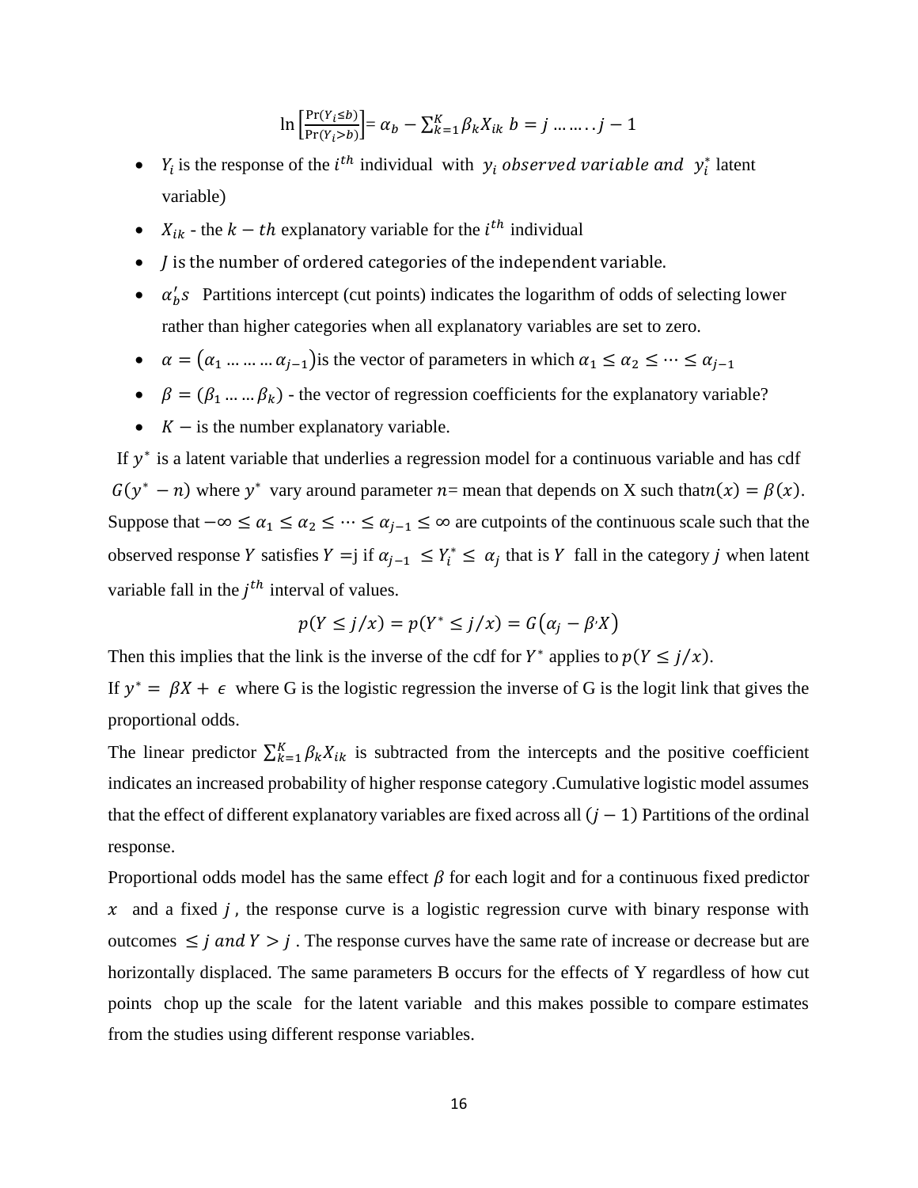$$\ln\left[\frac{\Pr(Y_i \leq b)}{\Pr(Y_i > b)}\right] = \alpha_b - \sum_{k=1}^{K}\beta_k X_{ik} \;\; b = j \dots\dots..j-1$$

- $Y_i$ is the response of the $i^{th}$ individual with $y_i$ *observed variable and* $y_i^*$ latent variable)
- $X_{ik}$ - the $k-th$ explanatory variable for the $i^{th}$ individual
- $J$ is the number of ordered categories of the independent variable.
- $\alpha_b's$ Partitions intercept (cut points) indicates the logarithm of odds of selecting lower rather than higher categories when all explanatory variables are set to zero.
- $\alpha = (\alpha_1 \dots\dots\dots \alpha_{j-1})$ is the vector of parameters in which $\alpha_1 \leq \alpha_2 \leq \dots \leq \alpha_{j-1}$
- $\beta = (\beta_1 \dots\dots \beta_k)$ - the vector of regression coefficients for the explanatory variable?
- $K-$ is the number explanatory variable.

If $y^*$ is a latent variable that underlies a regression model for a continuous variable and has cdf $G(y^* - n)$ where $y^*$ vary around parameter $n$= mean that depends on X such that $n(x) = \beta(x)$. Suppose that $-\infty \leq \alpha_1 \leq \alpha_2 \leq \dots \leq \alpha_{j-1} \leq \infty$ are cutpoints of the continuous scale such that the observed response $Y$ satisfies $Y =$j if $\alpha_{j-1} \leq Y_i^* \leq \alpha_j$ that is $Y$ fall in the category $j$ when latent variable fall in the $j^{th}$ interval of values.

$$p(Y \leq j/x) = p(Y^* \leq j/x) = G(\alpha_j - \beta' X)$$

Then this implies that the link is the inverse of the cdf for $Y^*$ applies to $p(Y \leq j/x)$.

If $y^* = \beta X + \epsilon$ where G is the logistic regression the inverse of G is the logit link that gives the proportional odds.

The linear predictor $\sum_{k=1}^{K}\beta_k X_{ik}$ is subtracted from the intercepts and the positive coefficient indicates an increased probability of higher response category .Cumulative logistic model assumes that the effect of different explanatory variables are fixed across all $(j-1)$ Partitions of the ordinal response.

Proportional odds model has the same effect $\beta$ for each logit and for a continuous fixed predictor $x$ and a fixed $j$, the response curve is a logistic regression curve with binary response with outcomes $\leq j$ *and* $Y > j$ . The response curves have the same rate of increase or decrease but are horizontally displaced. The same parameters B occurs for the effects of Y regardless of how cut points chop up the scale for the latent variable and this makes possible to compare estimates from the studies using different response variables.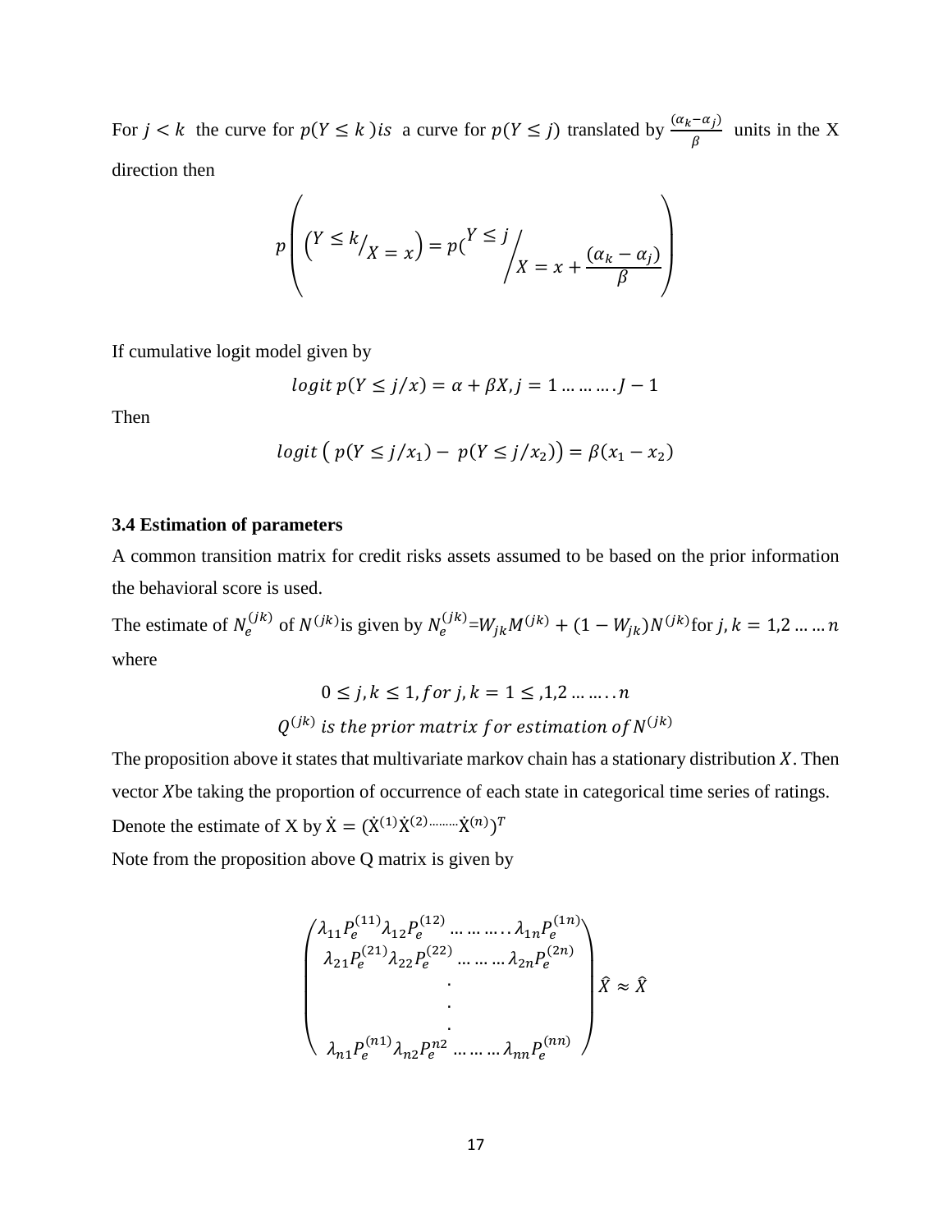For $j < k$ the curve for $p(Y \leq k\,)is$ a curve for $p(Y \leq j)$ translated by $\frac{(\alpha_k - \alpha_j)}{\beta}$ units in the X direction then

$$p\left(\left(Y \leq k\Big/_{X = x}\right) = p\left(Y \leq j\Big/_{X = x + \frac{(\alpha_k - \alpha_j)}{\beta}}\right)\right)$$

If cumulative logit model given by

$$logit\, p(Y \leq j/x) = \alpha + \beta X, j = 1 \ldots \ldots \ldots . J - 1$$

Then

$$logit\left(\, p(Y \leq j/x_1) - \, p(Y \leq j/x_2)\right) = \beta(x_1 - x_2)$$

**3.4 Estimation of parameters**

A common transition matrix for credit risks assets assumed to be based on the prior information the behavioral score is used.

The estimate of $N_e^{(jk)}$ of $N^{(jk)}$is given by $N_e^{(jk)}$=$W_{jk}M^{(jk)} + (1 - W_{jk})N^{(jk)}$for $j, k = 1,2 \ldots \ldots n$ where

$$0 \leq j, k \leq 1, for\; j, k = 1 \leq ,1,2 \ldots \ldots . . n$$

$$Q^{(jk)}\; is\; the\; prior\; matrix\; for\; estimation\; of N^{(jk)}$$

The proposition above it states that multivariate markov chain has a stationary distribution $X$. Then vector $X$be taking the proportion of occurrence of each state in categorical time series of ratings. Denote the estimate of X by $\dot{X} = (\dot{X}^{(1)}\dot{X}^{(2)\ldots\ldots\ldots}\dot{X}^{(n)})^T$

Note from the proposition above Q matrix is given by

$$\begin{pmatrix} \lambda_{11}P_e^{(11)}\lambda_{12}P_e^{(12)} \ldots \ldots \ldots . . \lambda_{1n}P_e^{(1n)} \\ \lambda_{21}P_e^{(21)}\lambda_{22}P_e^{(22)} \ldots \ldots \ldots \lambda_{2n}P_e^{(2n)} \\ . \\ . \\ . \\ \lambda_{n1}P_e^{(n1)}\lambda_{n2}P_e^{n2} \ldots \ldots \ldots \lambda_{nn}P_e^{(nn)} \end{pmatrix} \hat{X} \approx \hat{X}$$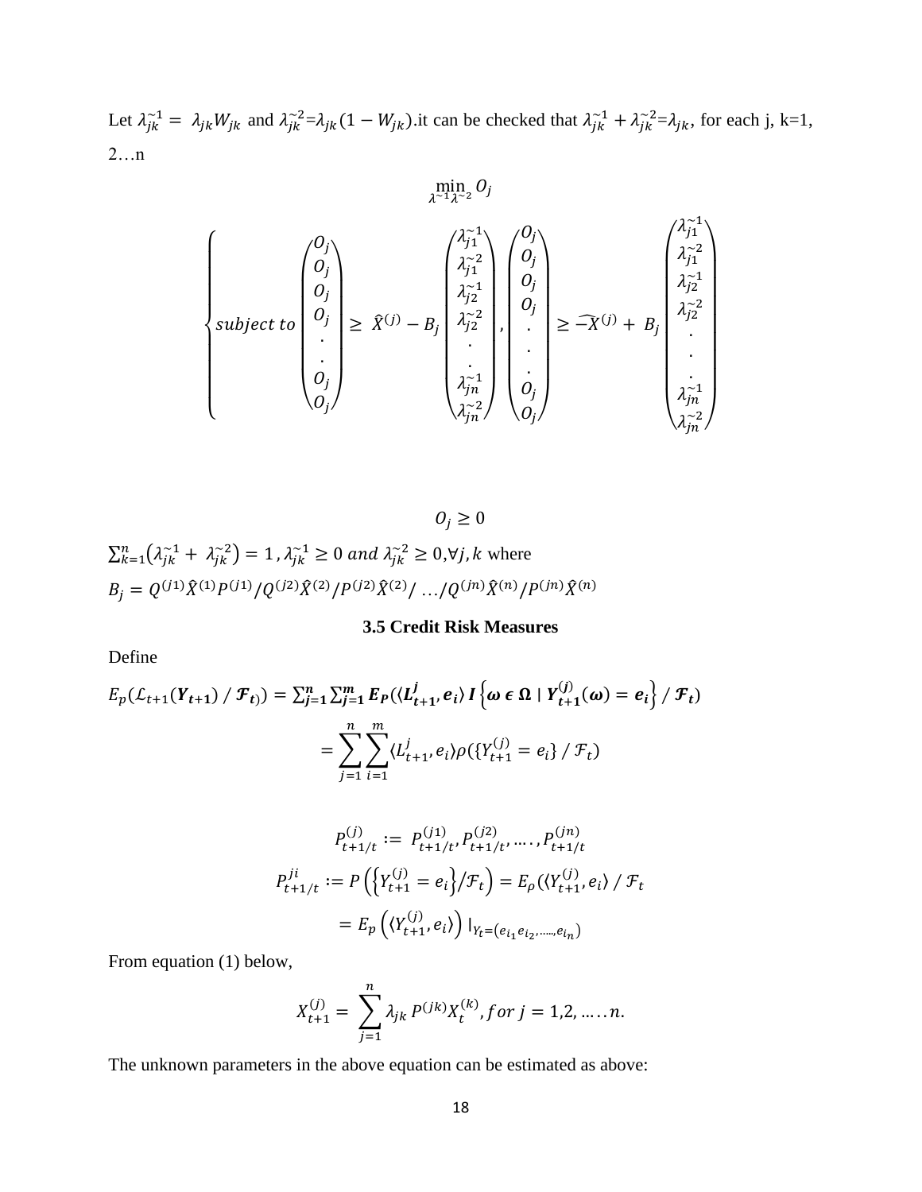Let $\lambda_{jk}^{\sim 1} = \lambda_{jk} W_{jk}$ and $\lambda_{jk}^{\sim 2}$=$\lambda_{jk}(1 - W_{jk})$.it can be checked that $\lambda_{jk}^{\sim 1} + \lambda_{jk}^{\sim 2}$=$\lambda_{jk}$, for each j, k=1, 2…n

$$\min_{\lambda^{\sim 1}\lambda^{\sim 2}} O_j$$

$$\begin{cases} subject\ to \begin{pmatrix} O_j \\ O_j \\ O_j \\ O_j \\ . \\ . \\ O_j \\ O_j \end{pmatrix} \geq \hat{X}^{(j)} - B_j \begin{pmatrix} \lambda_{j1}^{\sim 1} \\ \lambda_{j1}^{\sim 2} \\ \lambda_{j2}^{\sim 1} \\ \lambda_{j2}^{\sim 2} \\ . \\ . \\ \lambda_{jn}^{\sim 1} \\ \lambda_{jn}^{\sim 2} \end{pmatrix}, \begin{pmatrix} O_j \\ O_j \\ O_j \\ O_j \\ . \\ . \\ . \\ O_j \\ O_j \end{pmatrix} \geq \widehat{-X}^{(j)} + B_j \begin{pmatrix} \lambda_{j1}^{\sim 1} \\ \lambda_{j1}^{\sim 2} \\ \lambda_{j2}^{\sim 1} \\ \lambda_{j2}^{\sim 2} \\ . \\ . \\ . \\ \lambda_{jn}^{\sim 1} \\ \lambda_{jn}^{\sim 2} \end{pmatrix} \end{cases}$$

$$O_j \geq 0$$

$\sum_{k=1}^{n}\left(\lambda_{jk}^{\sim 1} + \lambda_{jk}^{\sim 2}\right) = 1$ , $\lambda_{jk}^{\sim 1} \geq 0$ *and* $\lambda_{jk}^{\sim 2} \geq 0, \forall j, k$ where

$B_j = Q^{(j1)}\hat{X}^{(1)}P^{(j1)}/Q^{(j2)}\hat{X}^{(2)}/P^{(j2)}\hat{X}^{(2)}/\ldots/Q^{(jn)}\hat{X}^{(n)}/P^{(jn)}\hat{X}^{(n)}$

### 3.5 Credit Risk Measures

Define

$$E_p(\mathcal{L}_{t+1}(\boldsymbol{Y_{t+1}}) / \boldsymbol{\mathcal{F}_t}) = \sum_{j=1}^{n}\sum_{j=1}^{m} \boldsymbol{E_P}(\langle \boldsymbol{L_{t+1}^{j}}, \boldsymbol{e_i}\rangle \boldsymbol{I}\left\{\boldsymbol{\omega \in \Omega} \mid \boldsymbol{Y_{t+1}^{(j)}(\omega) = e_i}\right\} / \boldsymbol{\mathcal{F}_t})$$

$$= \sum_{j=1}^{n}\sum_{i=1}^{m} \langle L_{t+1}^{j}, e_i\rangle \rho(\{Y_{t+1}^{(j)} = e_i\} / \mathcal{F}_t)$$

$$P_{t+1/t}^{(j)} := P_{t+1/t}^{(j1)}, P_{t+1/t}^{(j2)}, \ldots, P_{t+1/t}^{(jn)}$$

$$P_{t+1/t}^{ji} := P\left(\left\{Y_{t+1}^{(j)} = e_i\right\}/\mathcal{F}_t\right) = E_\rho(\langle Y_{t+1}^{(j)}, e_i\rangle / \mathcal{F}_t$$

$$= E_p\left(\langle Y_{t+1}^{(j)}, e_i\rangle\right) |_{Y_t = (e_{i_1} e_{i_2}, \ldots, e_{i_n})}$$

From equation (1) below,

$$X_{t+1}^{(j)} = \sum_{j=1}^{n} \lambda_{jk} P^{(jk)} X_t^{(k)}, for\ j = 1,2, \ldots n.$$

The unknown parameters in the above equation can be estimated as above: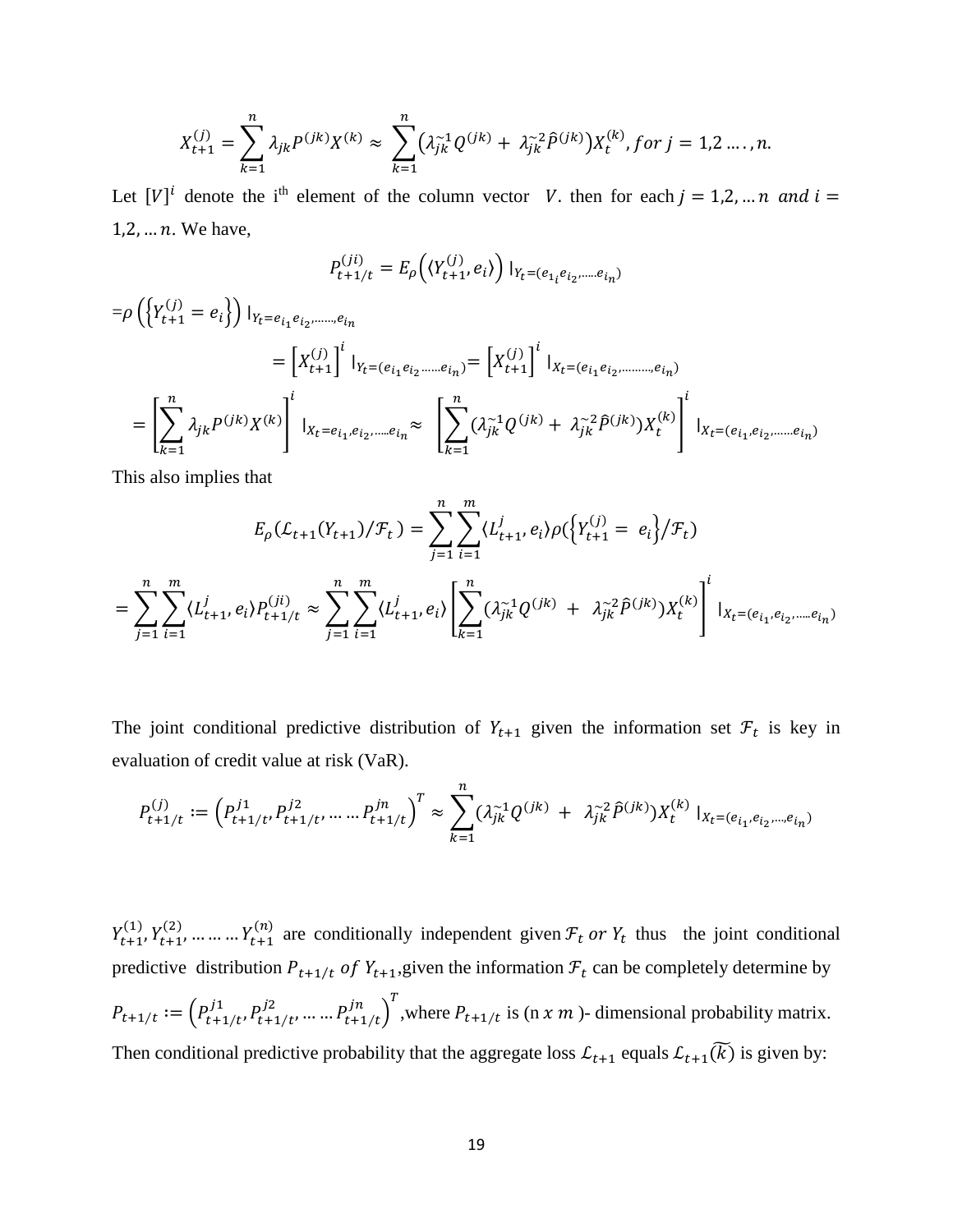$$X_{t+1}^{(j)} = \sum_{k=1}^{n} \lambda_{jk} P^{(jk)} X^{(k)} \approx \sum_{k=1}^{n} \left(\lambda_{jk}^{\sim 1} Q^{(jk)} + \lambda_{jk}^{\sim 2} \hat{P}^{(jk)}\right) X_t^{(k)}, for\ j = 1,2 \ldots, n.$$

Let $[V]^i$ denote the i[th] element of the column vector $V$. then for each $j = 1,2, \ldots n$ and $i = 1,2, \ldots n$. We have,

$$P_{t+1/t}^{(ji)} = E_\rho\left(\langle Y_{t+1}^{(j)}, e_i \rangle\right) \mathrm{I}_{Y_t=(e_{1_i} e_{i_2}, \ldots\ldots e_{i_n})}$$

$$=\rho\left(\left\{Y_{t+1}^{(j)} = e_i\right\}\right) \mathrm{I}_{Y_t=e_{i_1} e_{i_2}, \ldots\ldots, e_{i_n}}$$

$$= \left[X_{t+1}^{(j)}\right]^i \mathrm{I}_{Y_t=(e_{i_1} e_{i_2} \ldots\ldots e_{i_n})} = \left[X_{t+1}^{(j)}\right]^i \mathrm{I}_{X_t=(e_{i_1} e_{i_2}, \ldots\ldots\ldots, e_{i_n})}$$

$$= \left[\sum_{k=1}^{n} \lambda_{jk} P^{(jk)} X^{(k)}\right]^i \mathrm{I}_{X_t=e_{i_1}, e_{i_2}, \ldots\ldots e_{i_n}} \approx \left[\sum_{k=1}^{n} (\lambda_{jk}^{\sim 1} Q^{(jk)} + \lambda_{jk}^{\sim 2} \hat{P}^{(jk)}) X_t^{(k)}\right]^i \mathrm{I}_{X_t=(e_{i_1}, e_{i_2}, \ldots\ldots e_{i_n})}$$

This also implies that

$$E_\rho(\mathcal{L}_{t+1}(Y_{t+1})/\mathcal{F}_t) = \sum_{j=1}^{n} \sum_{i=1}^{m} \langle L_{t+1}^j, e_i \rangle \rho(\left\{Y_{t+1}^{(j)} = e_i\right\}/\mathcal{F}_t)$$

$$= \sum_{j=1}^{n} \sum_{i=1}^{m} \langle L_{t+1}^j, e_i \rangle P_{t+1/t}^{(ji)} \approx \sum_{j=1}^{n} \sum_{i=1}^{m} \langle L_{t+1}^j, e_i \rangle \left[\sum_{k=1}^{n} (\lambda_{jk}^{\sim 1} Q^{(jk)} + \lambda_{jk}^{\sim 2} \hat{P}^{(jk)}) X_t^{(k)}\right]^i \mathrm{I}_{X_t=(e_{i_1}, e_{i_2}, \ldots\ldots e_{i_n})}$$

The joint conditional predictive distribution of $Y_{t+1}$ given the information set $\mathcal{F}_t$ is key in evaluation of credit value at risk (VaR).

$$P_{t+1/t}^{(j)} := \left(P_{t+1/t}^{j1}, P_{t+1/t}^{j2}, \ldots\ldots P_{t+1/t}^{jn}\right)^T \approx \sum_{k=1}^{n} (\lambda_{jk}^{\sim 1} Q^{(jk)} + \lambda_{jk}^{\sim 2} \hat{P}^{(jk)}) X_t^{(k)} \mathrm{I}_{X_t=(e_{i_1}, e_{i_2}, \ldots, e_{i_n})}$$

$Y_{t+1}^{(1)}, Y_{t+1}^{(2)}, \ldots\ldots\ldots Y_{t+1}^{(n)}$ are conditionally independent given $\mathcal{F}_t$ or $Y_t$ thus the joint conditional predictive distribution $P_{t+1/t}$ of $Y_{t+1}$, given the information $\mathcal{F}_t$ can be completely determine by $P_{t+1/t} := \left(P_{t+1/t}^{j1}, P_{t+1/t}^{j2}, \ldots\ldots P_{t+1/t}^{jn}\right)^T$, where $P_{t+1/t}$ is ($n \times m$)- dimensional probability matrix. Then conditional predictive probability that the aggregate loss $\mathcal{L}_{t+1}$ equals $\mathcal{L}_{t+1}(\widetilde{k})$ is given by: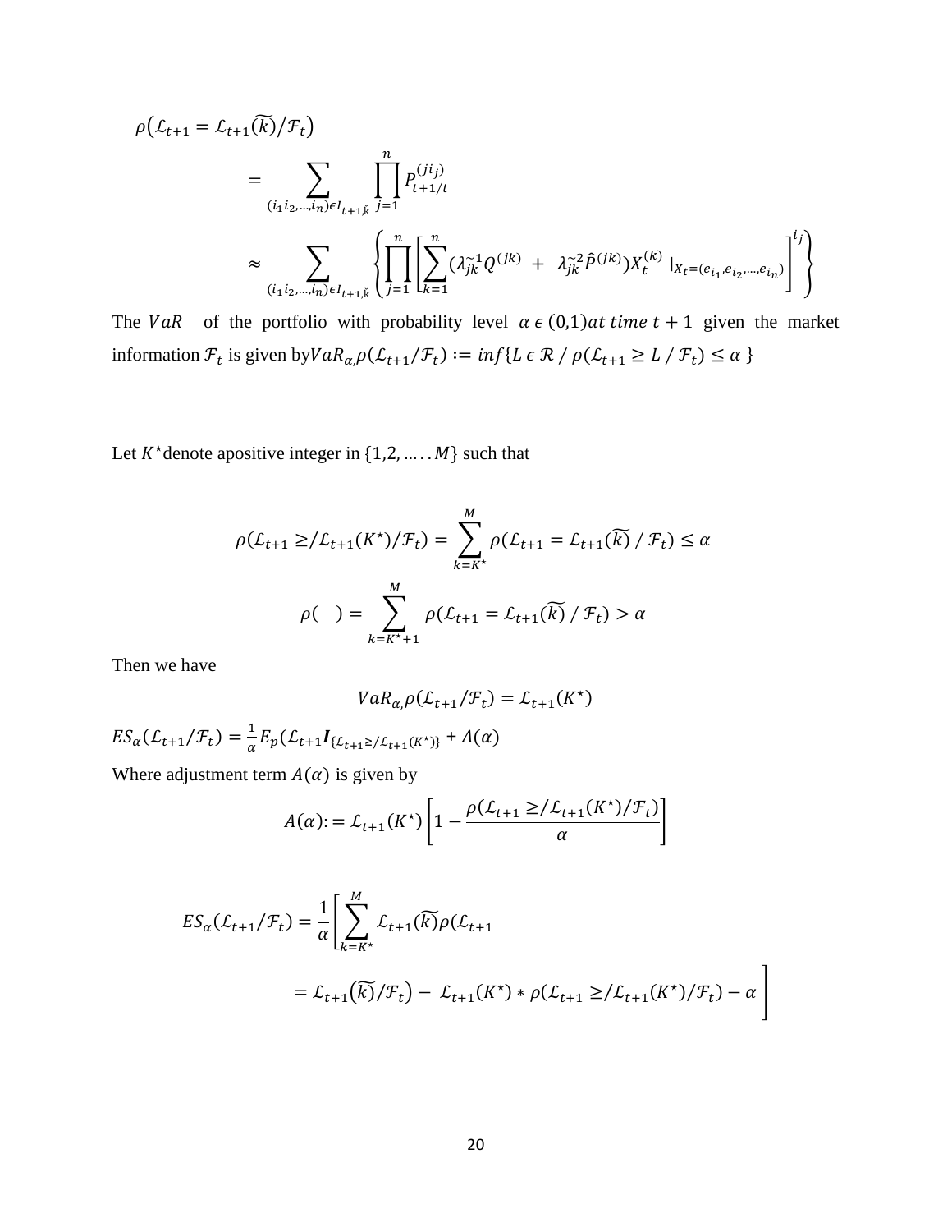$$\rho\left(\mathcal{L}_{t+1} = \mathcal{L}_{t+1}(\widetilde{k})/\mathcal{F}_t\right)$$

$$= \sum_{(i_1 i_2,\ldots,i_n)\epsilon I_{t+1,\breve{k}}} \prod_{j=1}^{n} P_{t+1/t}^{(ji_j)}$$

$$\approx \sum_{(i_1 i_2,\ldots,i_n)\epsilon I_{t+1,\breve{k}}} \left\{ \prod_{j=1}^{n} \left[ \sum_{k=1}^{n} (\lambda_{jk}^{\sim 1} Q^{(jk)} + \lambda_{jk}^{\sim 2} \widehat{P}^{(jk)}) X_t^{(k)} \mid_{X_t=(e_{i_1},e_{i_2},\ldots,e_{i_n})} \right]^{i_j} \right\}$$

The $VaR$ of the portfolio with probability level $\alpha \,\epsilon\, (0,1) at\ time\ t+1$ given the market information $\mathcal{F}_t$ is given by$VaR_{\alpha,}\rho(\mathcal{L}_{t+1}/\mathcal{F}_t) := inf\{L\ \epsilon\ \mathcal{R}\ /\ \rho(\mathcal{L}_{t+1} \geq L\ /\ \mathcal{F}_t) \leq \alpha\ \}$

Let $K^{\star}$denote apositive integer in $\{1,2,\ldots\ldots M\}$ such that

$$\rho(\mathcal{L}_{t+1} \geq / \mathcal{L}_{t+1}(K^{\star})/\mathcal{F}_t) = \sum_{k=K^{\star}}^{M} \rho(\mathcal{L}_{t+1} = \mathcal{L}_{t+1}(\widetilde{k})\ /\ \mathcal{F}_t) \leq \alpha$$

$$\rho(\quad) = \sum_{k=K^{\star}+1}^{M} \rho(\mathcal{L}_{t+1} = \mathcal{L}_{t+1}(\widetilde{k})\ /\ \mathcal{F}_t) > \alpha$$

Then we have

$$VaR_{\alpha,}\rho(\mathcal{L}_{t+1}/\mathcal{F}_t) = \mathcal{L}_{t+1}(K^{\star})$$

$ES_{\alpha}(\mathcal{L}_{t+1}/\mathcal{F}_t) = \frac{1}{\alpha} E_p(\mathcal{L}_{t+1}\boldsymbol{I}_{\{\mathcal{L}_{t+1} \geq / \mathcal{L}_{t+1}(K^{\star})\}} + A(\alpha)$

Where adjustment term $A(\alpha)$ is given by

$$A(\alpha) := \mathcal{L}_{t+1}(K^{\star}) \left[ 1 - \frac{\rho(\mathcal{L}_{t+1} \geq / \mathcal{L}_{t+1}(K^{\star})/\mathcal{F}_t)}{\alpha} \right]$$

$$ES_{\alpha}(\mathcal{L}_{t+1}/\mathcal{F}_t) = \frac{1}{\alpha} \left[ \sum_{k=K^{\star}}^{M} \mathcal{L}_{t+1}(\widetilde{k}) \rho(\mathcal{L}_{t+1} \right.$$

$$\left. = \mathcal{L}_{t+1}\big(\widetilde{k})/\mathcal{F}_t\big) - \mathcal{L}_{t+1}(K^{\star}) * \rho(\mathcal{L}_{t+1} \geq / \mathcal{L}_{t+1}(K^{\star})/\mathcal{F}_t) - \alpha \right]$$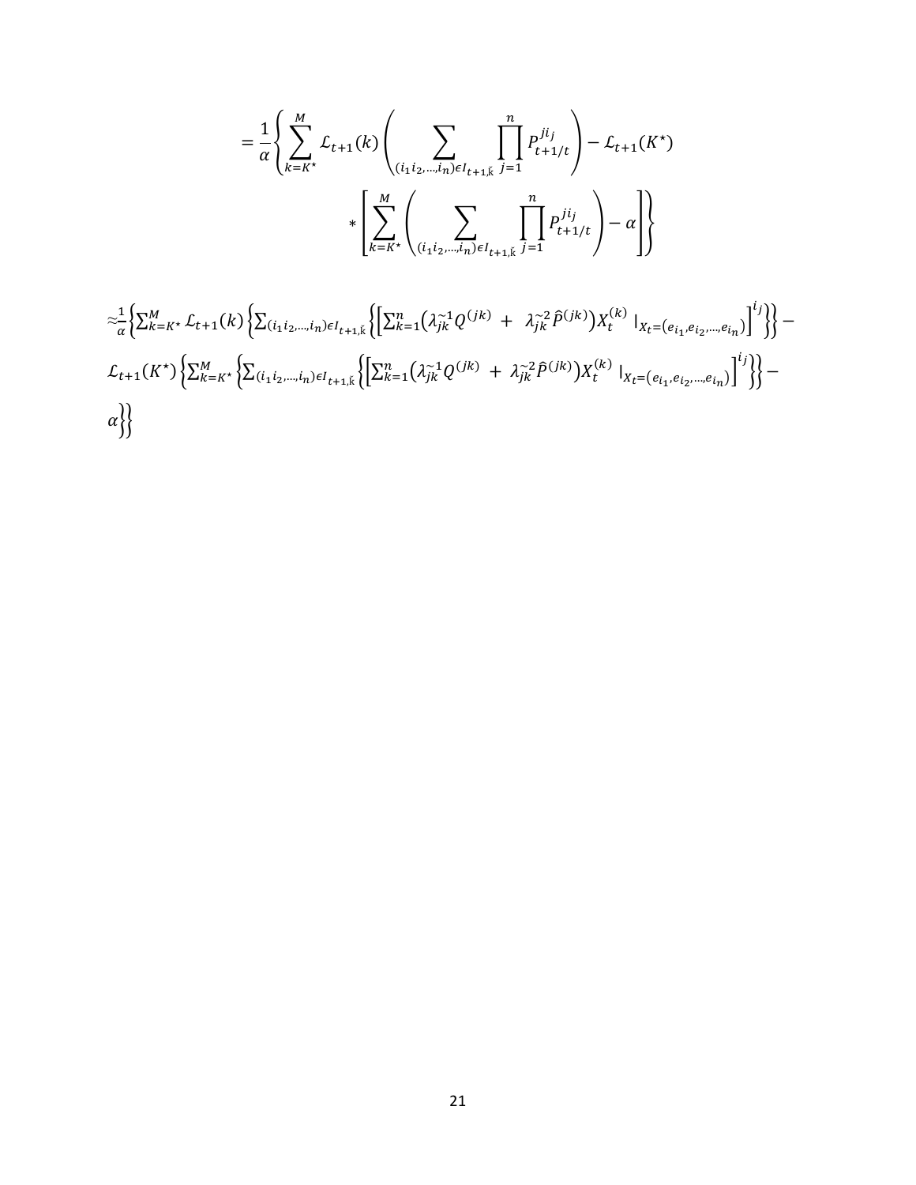$$= \frac{1}{\alpha}\left\{\sum_{k=K^{\star}}^{M} \mathcal{L}_{t+1}(k)\left(\sum_{(i_1 i_2,\dots,i_n)\epsilon I_{t+1,\breve{k}}} \prod_{j=1}^{n} P_{t+1/t}^{j i_j}\right) - \mathcal{L}_{t+1}(K^{\star}) * \left[\sum_{k=K^{\star}}^{M}\left(\sum_{(i_1 i_2,\dots,i_n)\epsilon I_{t+1,\breve{k}}} \prod_{j=1}^{n} P_{t+1/t}^{j i_j}\right) - \alpha\right]\right\}$$

$$\approx \frac{1}{\alpha}\left\{\sum_{k=K^{\star}}^{M} \mathcal{L}_{t+1}(k)\left\{\sum_{(i_1 i_2,\dots,i_n)\epsilon I_{t+1,\breve{k}}}\left\{\left[\sum_{k=1}^{n}\left(\lambda_{jk}^{\sim 1} Q^{(jk)} + \lambda_{jk}^{\sim 2} \hat{P}^{(jk)}\right) X_t^{(k)} \mid_{X_t=(e_{i_1}, e_{i_2},\dots,e_{i_n})}\right]^{i_j}\right\}\right\} - \mathcal{L}_{t+1}(K^{\star})\left\{\sum_{k=K^{\star}}^{M}\left\{\sum_{(i_1 i_2,\dots,i_n)\epsilon I_{t+1,\breve{k}}}\left\{\left[\sum_{k=1}^{n}\left(\lambda_{jk}^{\sim 1} Q^{(jk)} + \lambda_{jk}^{\sim 2} \hat{P}^{(jk)}\right) X_t^{(k)} \mid_{X_t=(e_{i_1}, e_{i_2},\dots,e_{i_n})}\right]^{i_j}\right\}\right\} - \alpha\right\}\right\}$$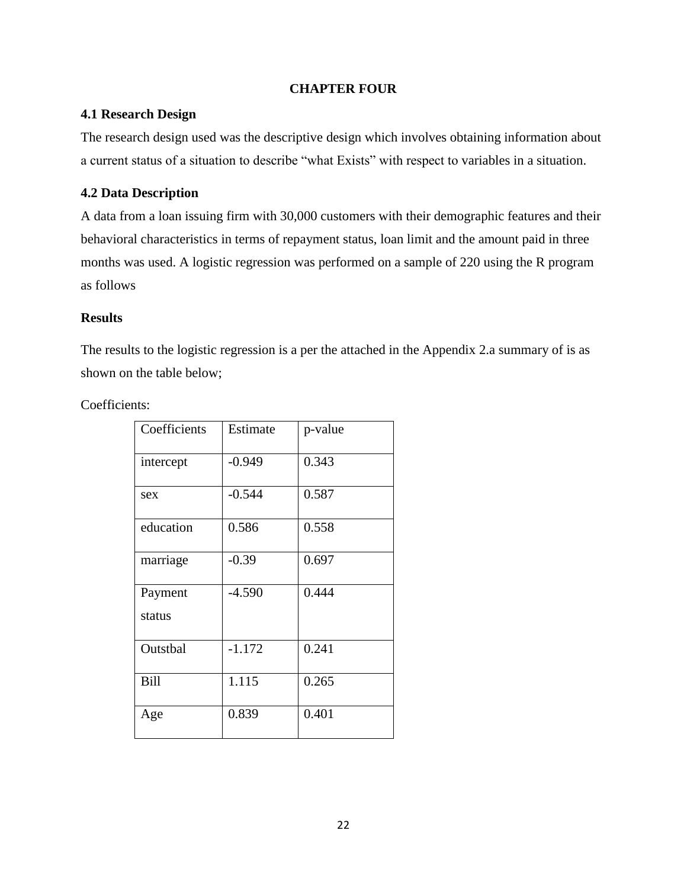# CHAPTER FOUR

## 4.1 Research Design

The research design used was the descriptive design which involves obtaining information about a current status of a situation to describe "what Exists" with respect to variables in a situation.

## 4.2 Data Description

A data from a loan issuing firm with 30,000 customers with their demographic features and their behavioral characteristics in terms of repayment status, loan limit and the amount paid in three months was used. A logistic regression was performed on a sample of 220 using the R program as follows

### Results

The results to the logistic regression is a per the attached in the Appendix 2.a summary of is as shown on the table below;

Coefficients:

| Coefficients | Estimate | p-value |
|---|---|---|
| intercept | -0.949 | 0.343 |
| sex | -0.544 | 0.587 |
| education | 0.586 | 0.558 |
| marriage | -0.39 | 0.697 |
| Payment status | -4.590 | 0.444 |
| Outstbal | -1.172 | 0.241 |
| Bill | 1.115 | 0.265 |
| Age | 0.839 | 0.401 |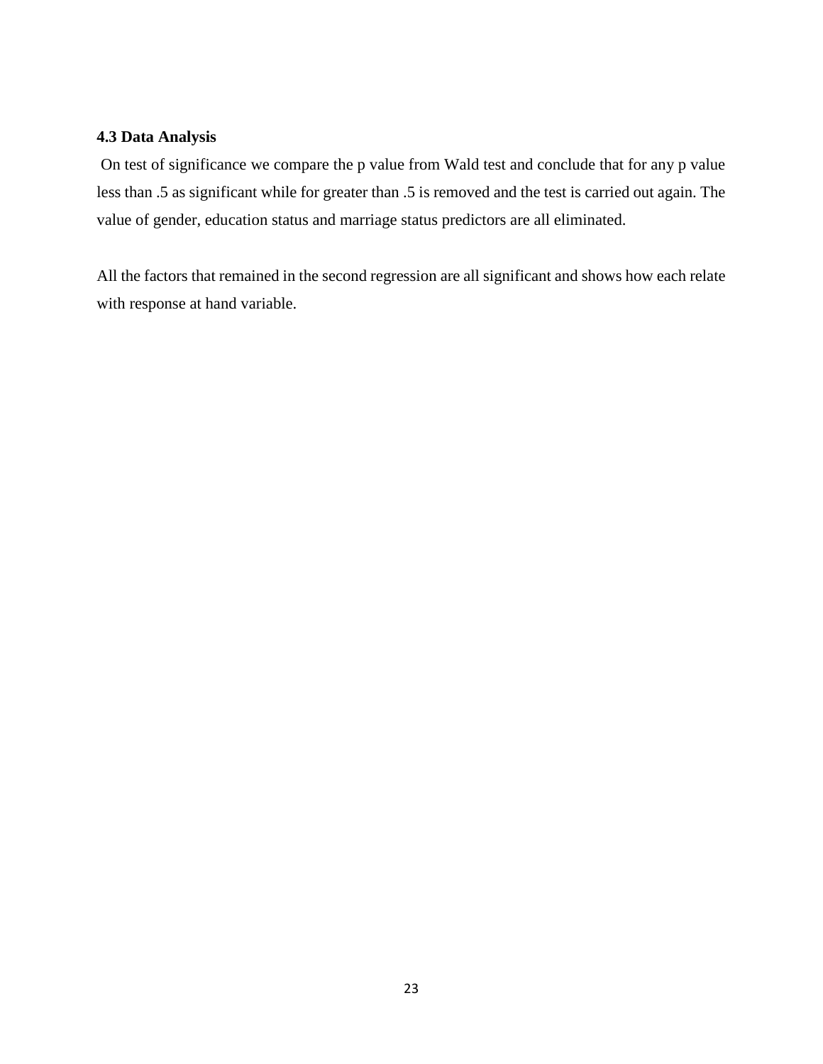### 4.3 Data Analysis

On test of significance we compare the p value from Wald test and conclude that for any p value less than .5 as significant while for greater than .5 is removed and the test is carried out again. The value of gender, education status and marriage status predictors are all eliminated.

All the factors that remained in the second regression are all significant and shows how each relate with response at hand variable.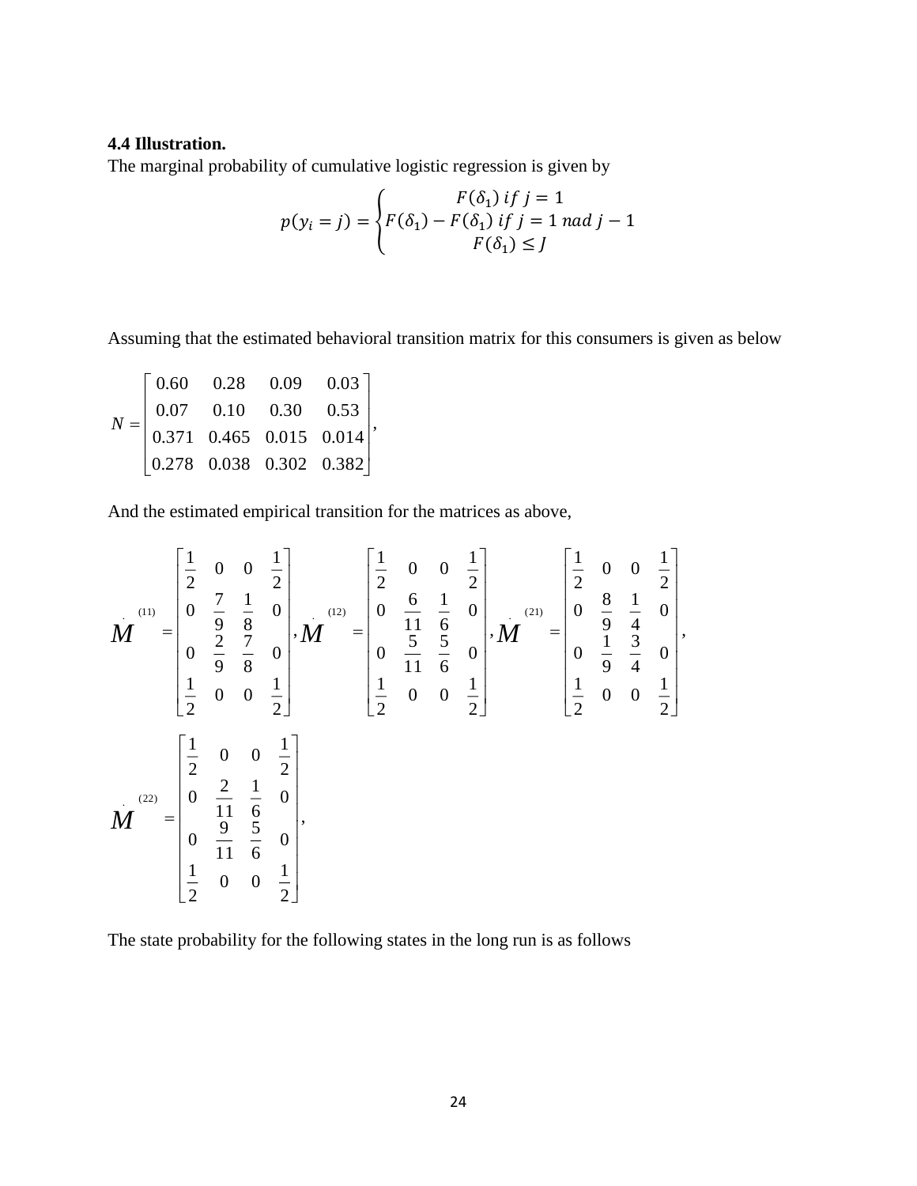**4.4 Illustration.**

The marginal probability of cumulative logistic regression is given by

$$p(y_i = j) = \begin{cases} F(\delta_1)\ if\ j = 1 \\ F(\delta_1) - F(\delta_1)\ if\ j = 1\ nad\ j - 1 \\ F(\delta_1) \leq J \end{cases}$$

Assuming that the estimated behavioral transition matrix for this consumers is given as below

$$N = \begin{bmatrix} 0.60 & 0.28 & 0.09 & 0.03 \\ 0.07 & 0.10 & 0.30 & 0.53 \\ 0.371 & 0.465 & 0.015 & 0.014 \\ 0.278 & 0.038 & 0.302 & 0.382 \end{bmatrix},$$

And the estimated empirical transition for the matrices as above,

$$M^{(11)} = \begin{bmatrix} \frac{1}{2} & 0 & 0 & \frac{1}{2} \\ 0 & \frac{7}{9} & \frac{1}{8} & 0 \\ 0 & \frac{2}{9} & \frac{7}{8} & 0 \\ \frac{1}{2} & 0 & 0 & \frac{1}{2} \end{bmatrix}, M^{(12)} = \begin{bmatrix} \frac{1}{2} & 0 & 0 & \frac{1}{2} \\ 0 & \frac{6}{11} & \frac{1}{6} & 0 \\ 0 & \frac{5}{11} & \frac{5}{6} & 0 \\ \frac{1}{2} & 0 & 0 & \frac{1}{2} \end{bmatrix}, M^{(21)} = \begin{bmatrix} \frac{1}{2} & 0 & 0 & \frac{1}{2} \\ 0 & \frac{8}{9} & \frac{1}{4} & 0 \\ 0 & \frac{1}{9} & \frac{3}{4} & 0 \\ \frac{1}{2} & 0 & 0 & \frac{1}{2} \end{bmatrix},$$

$$M^{(22)} = \begin{bmatrix} \frac{1}{2} & 0 & 0 & \frac{1}{2} \\ 0 & \frac{2}{11} & \frac{1}{6} & 0 \\ 0 & \frac{9}{11} & \frac{5}{6} & 0 \\ \frac{1}{2} & 0 & 0 & \frac{1}{2} \end{bmatrix},$$

The state probability for the following states in the long run is as follows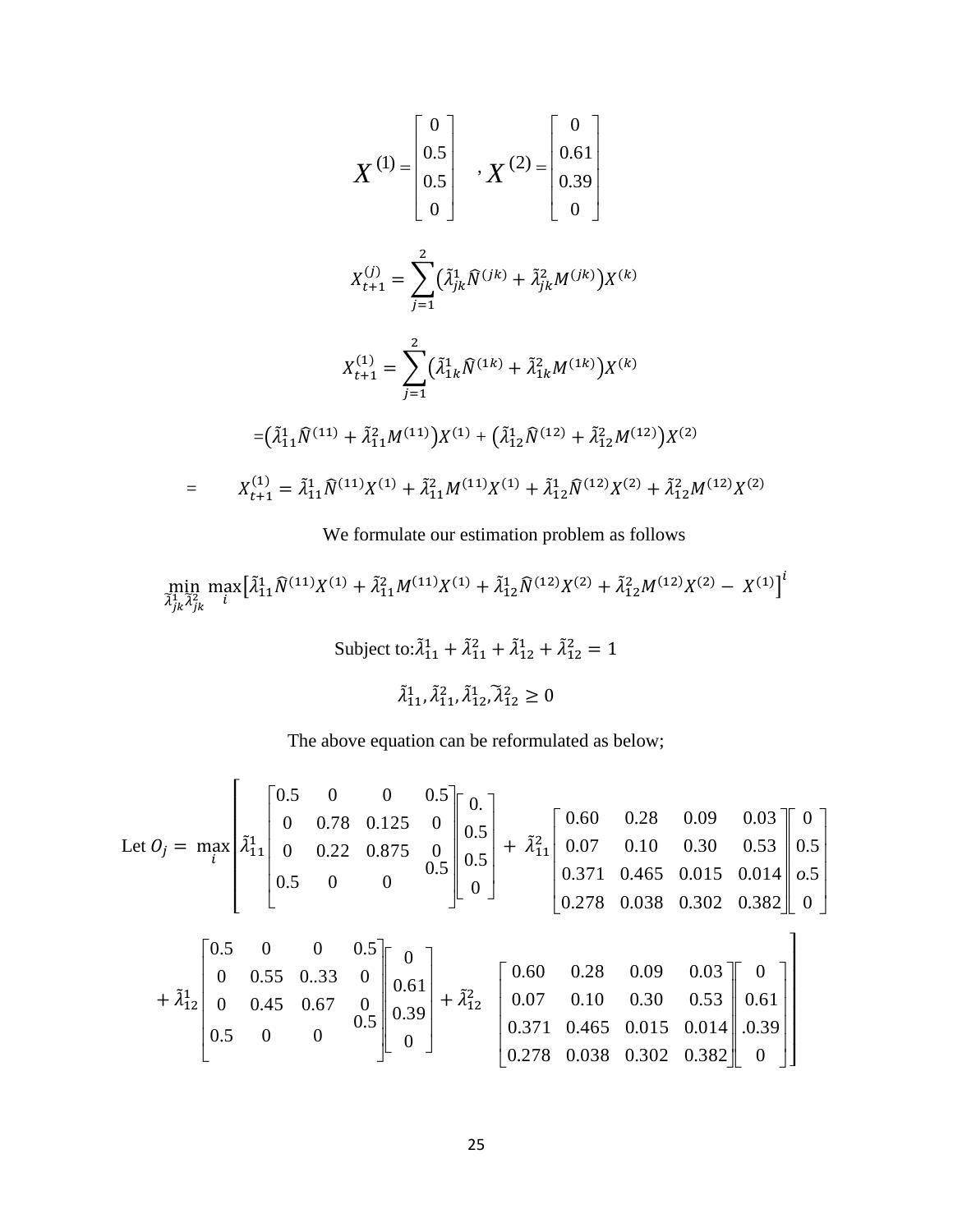$$X^{(1)} = \begin{bmatrix} 0 \\ 0.5 \\ 0.5 \\ 0 \end{bmatrix} \quad , X^{(2)} = \begin{bmatrix} 0 \\ 0.61 \\ 0.39 \\ 0 \end{bmatrix}$$

$$X_{t+1}^{(j)} = \sum_{j=1}^{2} \left( \tilde{\lambda}_{jk}^{1} \widehat{N}^{(jk)} + \tilde{\lambda}_{jk}^{2} M^{(jk)} \right) X^{(k)}$$

$$X_{t+1}^{(1)} = \sum_{j=1}^{2} \left( \tilde{\lambda}_{1k}^{1} \widehat{N}^{(1k)} + \tilde{\lambda}_{1k}^{2} M^{(1k)} \right) X^{(k)}$$

$$= \left( \tilde{\lambda}_{11}^{1} \widehat{N}^{(11)} + \tilde{\lambda}_{11}^{2} M^{(11)} \right) X^{(1)} + \left( \tilde{\lambda}_{12}^{1} \widehat{N}^{(12)} + \tilde{\lambda}_{12}^{2} M^{(12)} \right) X^{(2)}$$

$$= \quad X_{t+1}^{(1)} = \tilde{\lambda}_{11}^{1} \widehat{N}^{(11)} X^{(1)} + \tilde{\lambda}_{11}^{2} M^{(11)} X^{(1)} + \tilde{\lambda}_{12}^{1} \widehat{N}^{(12)} X^{(2)} + \tilde{\lambda}_{12}^{2} M^{(12)} X^{(2)}$$

We formulate our estimation problem as follows

$$\min_{\tilde{\lambda}_{jk}^{1} \tilde{\lambda}_{jk}^{2}} \max_{i} \left[ \tilde{\lambda}_{11}^{1} \widehat{N}^{(11)} X^{(1)} + \tilde{\lambda}_{11}^{2} M^{(11)} X^{(1)} + \tilde{\lambda}_{12}^{1} \widehat{N}^{(12)} X^{(2)} + \tilde{\lambda}_{12}^{2} M^{(12)} X^{(2)} - X^{(1)} \right]^{i}$$

Subject to: $\tilde{\lambda}_{11}^{1} + \tilde{\lambda}_{11}^{2} + \tilde{\lambda}_{12}^{1} + \tilde{\lambda}_{12}^{2} = 1$

$$\tilde{\lambda}_{11}^{1}, \tilde{\lambda}_{11}^{2}, \tilde{\lambda}_{12}^{1}, \tilde{\lambda}_{12}^{2} \geq 0$$

The above equation can be reformulated as below;

$$\text{Let } O_j = \max_{i} \left[ \tilde{\lambda}_{11}^{1} \begin{bmatrix} 0.5 & 0 & 0 & 0.5 \\ 0 & 0.78 & 0.125 & 0 \\ 0 & 0.22 & 0.875 & 0 \\ 0.5 & 0 & 0 & 0.5 \end{bmatrix} \begin{bmatrix} 0. \\ 0.5 \\ 0.5 \\ 0 \end{bmatrix} + \tilde{\lambda}_{11}^{2} \begin{bmatrix} 0.60 & 0.28 & 0.09 & 0.03 \\ 0.07 & 0.10 & 0.30 & 0.53 \\ 0.371 & 0.465 & 0.015 & 0.014 \\ 0.278 & 0.038 & 0.302 & 0.382 \end{bmatrix} \begin{bmatrix} 0 \\ 0.5 \\ o.5 \\ 0 \end{bmatrix} \right.$$

$$\left. + \tilde{\lambda}_{12}^{1} \begin{bmatrix} 0.5 & 0 & 0 & 0.5 \\ 0 & 0.55 & 0..33 & 0 \\ 0 & 0.45 & 0.67 & 0 \\ 0.5 & 0 & 0 & 0.5 \end{bmatrix} \begin{bmatrix} 0 \\ 0.61 \\ 0.39 \\ 0 \end{bmatrix} + \tilde{\lambda}_{12}^{2} \begin{bmatrix} 0.60 & 0.28 & 0.09 & 0.03 \\ 0.07 & 0.10 & 0.30 & 0.53 \\ 0.371 & 0.465 & 0.015 & 0.014 \\ 0.278 & 0.038 & 0.302 & 0.382 \end{bmatrix} \begin{bmatrix} 0 \\ 0.61 \\ .0.39 \\ 0 \end{bmatrix} \right]$$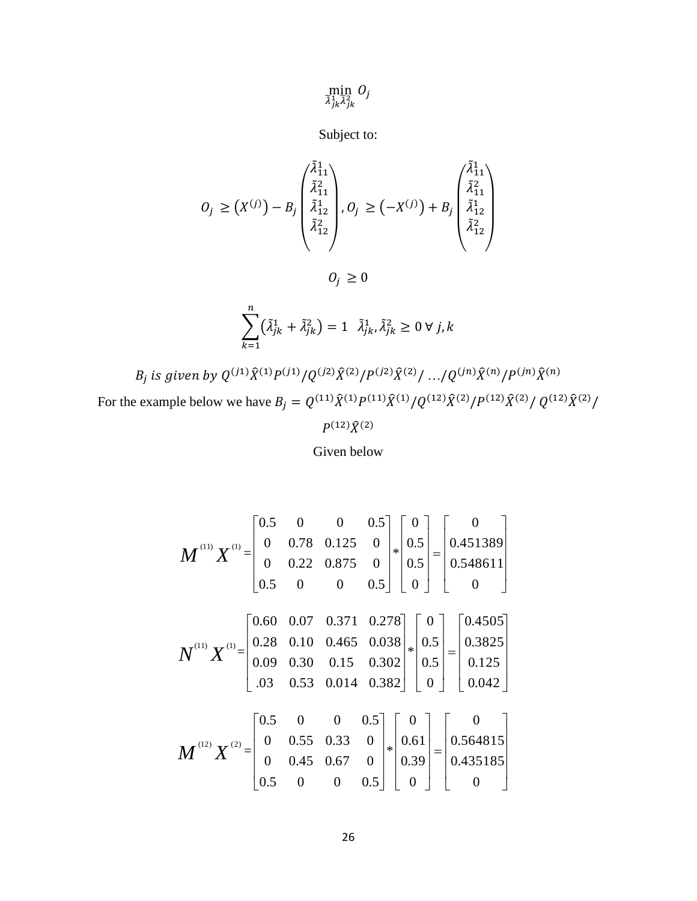$$\min_{\tilde{\lambda}_{jk}^{1}\tilde{\lambda}_{jk}^{2}} O_j$$

Subject to:

$$O_j \geq \left(X^{(j)}\right) - B_j \begin{pmatrix} \tilde{\lambda}_{11}^{1} \\ \tilde{\lambda}_{11}^{2} \\ \tilde{\lambda}_{12}^{1} \\ \tilde{\lambda}_{12}^{2} \end{pmatrix}, O_j \geq \left(-X^{(j)}\right) + B_j \begin{pmatrix} \tilde{\lambda}_{11}^{1} \\ \tilde{\lambda}_{11}^{2} \\ \tilde{\lambda}_{12}^{1} \\ \tilde{\lambda}_{12}^{2} \end{pmatrix}$$

$$O_j \geq 0$$

$$\sum_{k=1}^{n} \left(\tilde{\lambda}_{jk}^{1} + \tilde{\lambda}_{jk}^{2}\right) = 1 \quad \tilde{\lambda}_{jk}^{1}, \tilde{\lambda}_{jk}^{2} \geq 0 \;\forall\; j,k$$

$B_j$ *is given by* $Q^{(j1)}\hat{X}^{(1)}P^{(j1)}/Q^{(j2)}\hat{X}^{(2)}/P^{(j2)}\hat{X}^{(2)}/\ldots/Q^{(jn)}\hat{X}^{(n)}/P^{(jn)}\hat{X}^{(n)}$

For the example below we have $B_j = Q^{(11)}\hat{X}^{(1)}P^{(11)}\hat{X}^{(1)}/Q^{(12)}\hat{X}^{(2)}/P^{(12)}\hat{X}^{(2)}/\,Q^{(12)}\hat{X}^{(2)}/P^{(12)}\hat{X}^{(2)}$

Given below

$$M^{(11)}X^{(1)} = \begin{bmatrix} 0.5 & 0 & 0 & 0.5 \\ 0 & 0.78 & 0.125 & 0 \\ 0 & 0.22 & 0.875 & 0 \\ 0.5 & 0 & 0 & 0.5 \end{bmatrix} * \begin{bmatrix} 0 \\ 0.5 \\ 0.5 \\ 0 \end{bmatrix} = \begin{bmatrix} 0 \\ 0.451389 \\ 0.548611 \\ 0 \end{bmatrix}$$

$$N^{(11)}X^{(1)} = \begin{bmatrix} 0.60 & 0.07 & 0.371 & 0.278 \\ 0.28 & 0.10 & 0.465 & 0.038 \\ 0.09 & 0.30 & 0.15 & 0.302 \\ .03 & 0.53 & 0.014 & 0.382 \end{bmatrix} * \begin{bmatrix} 0 \\ 0.5 \\ 0.5 \\ 0 \end{bmatrix} = \begin{bmatrix} 0.4505 \\ 0.3825 \\ 0.125 \\ 0.042 \end{bmatrix}$$

$$M^{(12)}X^{(2)} = \begin{bmatrix} 0.5 & 0 & 0 & 0.5 \\ 0 & 0.55 & 0.33 & 0 \\ 0 & 0.45 & 0.67 & 0 \\ 0.5 & 0 & 0 & 0.5 \end{bmatrix} * \begin{bmatrix} 0 \\ 0.61 \\ 0.39 \\ 0 \end{bmatrix} = \begin{bmatrix} 0 \\ 0.564815 \\ 0.435185 \\ 0 \end{bmatrix}$$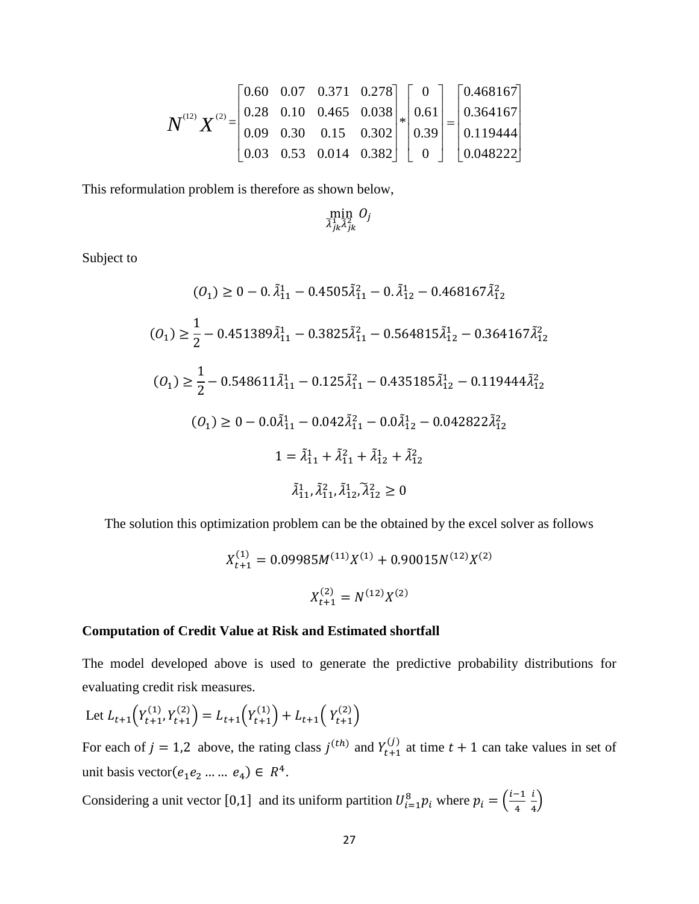$$N^{(12)}X^{(2)} = \begin{bmatrix} 0.60 & 0.07 & 0.371 & 0.278 \\ 0.28 & 0.10 & 0.465 & 0.038 \\ 0.09 & 0.30 & 0.15 & 0.302 \\ 0.03 & 0.53 & 0.014 & 0.382 \end{bmatrix} * \begin{bmatrix} 0 \\ 0.61 \\ 0.39 \\ 0 \end{bmatrix} = \begin{bmatrix} 0.468167 \\ 0.364167 \\ 0.119444 \\ 0.048222 \end{bmatrix}$$

This reformulation problem is therefore as shown below,

$$\min_{\tilde{\lambda}_{jk}^{1}\tilde{\lambda}_{jk}^{2}} O_j$$

Subject to

$$(O_1) \geq 0 - 0.\tilde{\lambda}_{11}^{1} - 0.4505\tilde{\lambda}_{11}^{2} - 0.\tilde{\lambda}_{12}^{1} - 0.468167\tilde{\lambda}_{12}^{2}$$

$$(O_1) \geq \frac{1}{2} - 0.451389\tilde{\lambda}_{11}^{1} - 0.3825\tilde{\lambda}_{11}^{2} - 0.564815\tilde{\lambda}_{12}^{1} - 0.364167\tilde{\lambda}_{12}^{2}$$

$$(O_1) \geq \frac{1}{2} - 0.548611\tilde{\lambda}_{11}^{1} - 0.125\tilde{\lambda}_{11}^{2} - 0.435185\tilde{\lambda}_{12}^{1} - 0.119444\tilde{\lambda}_{12}^{2}$$

$$(O_1) \geq 0 - 0.0\tilde{\lambda}_{11}^{1} - 0.042\tilde{\lambda}_{11}^{2} - 0.0\tilde{\lambda}_{12}^{1} - 0.042822\tilde{\lambda}_{12}^{2}$$

$$1 = \tilde{\lambda}_{11}^{1} + \tilde{\lambda}_{11}^{2} + \tilde{\lambda}_{12}^{1} + \tilde{\lambda}_{12}^{2}$$

$$\tilde{\lambda}_{11}^{1}, \tilde{\lambda}_{11}^{2}, \tilde{\lambda}_{12}^{1}, \tilde{\lambda}_{12}^{2} \geq 0$$

The solution this optimization problem can be the obtained by the excel solver as follows

$$X_{t+1}^{(1)} = 0.09985M^{(11)}X^{(1)} + 0.90015N^{(12)}X^{(2)}$$

$$X_{t+1}^{(2)} = N^{(12)}X^{(2)}$$

**Computation of Credit Value at Risk and Estimated shortfall**

The model developed above is used to generate the predictive probability distributions for evaluating credit risk measures.

Let $L_{t+1}\left(Y_{t+1}^{(1)}, Y_{t+1}^{(2)}\right) = L_{t+1}\left(Y_{t+1}^{(1)}\right) + L_{t+1}\left(Y_{t+1}^{(2)}\right)$

For each of $j = 1,2$ above, the rating class $j^{(th)}$ and $Y_{t+1}^{(j)}$ at time $t + 1$ can take values in set of unit basis vector$(e_1 e_2 \ldots \ldots e_4) \in R^4$.

Considering a unit vector $[0,1]$ and its uniform partition $U_{i=1}^{8} p_i$ where $p_i = \left(\frac{i-1}{4} \; \frac{i}{4}\right)$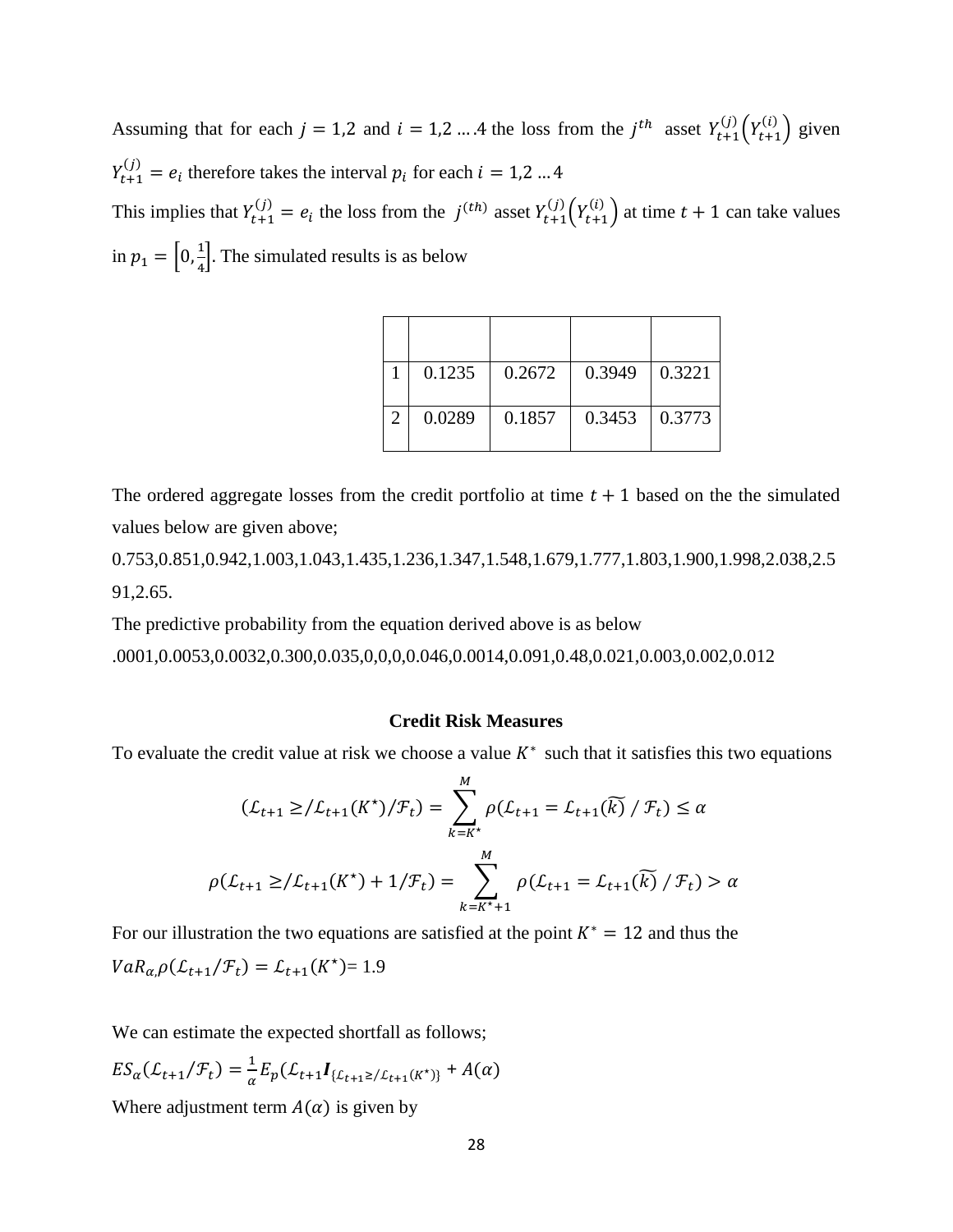Assuming that for each $j = 1,2$ and $i = 1,2 \dots .4$ the loss from the $j^{th}$ asset $Y_{t+1}^{(j)}\left(Y_{t+1}^{(i)}\right)$ given $Y_{t+1}^{(j)} = e_i$ therefore takes the interval $p_i$ for each $i = 1,2 \dots 4$

This implies that $Y_{t+1}^{(j)} = e_i$ the loss from the $j^{(th)}$ asset $Y_{t+1}^{(j)}\left(Y_{t+1}^{(i)}\right)$ at time $t+1$ can take values in $p_1 = \left[0, \frac{1}{4}\right]$. The simulated results is as below

| | | | | |
|---|---|---|---|---|
| 1 | 0.1235 | 0.2672 | 0.3949 | 0.3221 |
| 2 | 0.0289 | 0.1857 | 0.3453 | 0.3773 |

The ordered aggregate losses from the credit portfolio at time $t+1$ based on the the simulated values below are given above;

0.753,0.851,0.942,1.003,1.043,1.435,1.236,1.347,1.548,1.679,1.777,1.803,1.900,1.998,2.038,2.591,2.65.

The predictive probability from the equation derived above is as below

.0001,0.0053,0.0032,0.300,0.035,0,0,0,0.046,0.0014,0.091,0.48,0.021,0.003,0.002,0.012

**Credit Risk Measures**

To evaluate the credit value at risk we choose a value $K^*$ such that it satisfies this two equations

$$(\mathcal{L}_{t+1} \geq / \mathcal{L}_{t+1}(K^\star) / \mathcal{F}_t) = \sum_{k=K^\star}^{M} \rho(\mathcal{L}_{t+1} = \mathcal{L}_{t+1}(\widetilde{k}) \,/\, \mathcal{F}_t) \leq \alpha$$

$$\rho(\mathcal{L}_{t+1} \geq / \mathcal{L}_{t+1}(K^\star) + 1 / \mathcal{F}_t) = \sum_{k=K^\star+1}^{M} \rho(\mathcal{L}_{t+1} = \mathcal{L}_{t+1}(\widetilde{k}) \,/\, \mathcal{F}_t) > \alpha$$

For our illustration the two equations are satisfied at the point $K^* = 12$ and thus the $VaR_{\alpha,}\rho(\mathcal{L}_{t+1}/\mathcal{F}_t) = \mathcal{L}_{t+1}(K^\star) = 1.9$

We can estimate the expected shortfall as follows;

$ES_\alpha(\mathcal{L}_{t+1}/\mathcal{F}_t) = \frac{1}{\alpha} E_p(\mathcal{L}_{t+1} \boldsymbol{I}_{\{\mathcal{L}_{t+1} \geq / \mathcal{L}_{t+1}(K^\star)\}} + A(\alpha)$

Where adjustment term $A(\alpha)$ is given by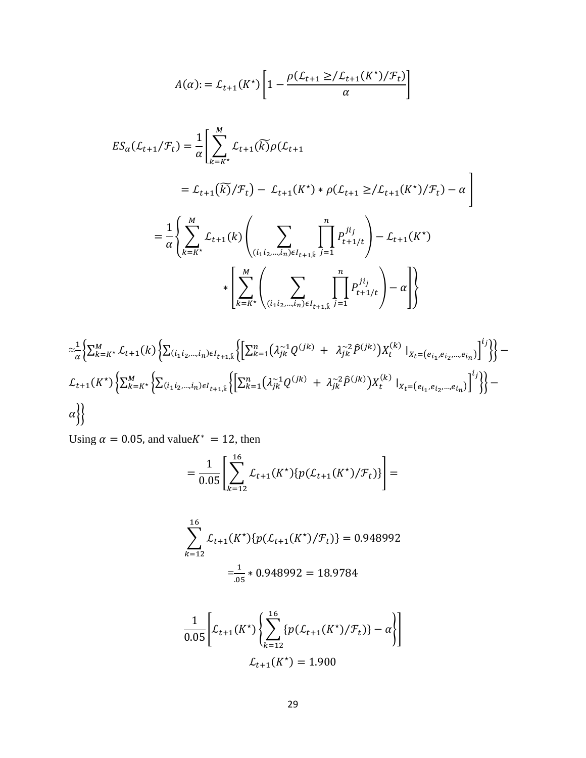$$A(\alpha) := \mathcal{L}_{t+1}(K^{\star})\left[1 - \frac{\rho(\mathcal{L}_{t+1} \geq / \mathcal{L}_{t+1}(K^{\star})/\mathcal{F}_t)}{\alpha}\right]$$

$$ES_{\alpha}(\mathcal{L}_{t+1}/\mathcal{F}_t) = \frac{1}{\alpha}\left[\sum_{k=K^{\star}}^{M} \mathcal{L}_{t+1}(\widetilde{k})\rho(\mathcal{L}_{t+1}\right.$$

$$\left. = \mathcal{L}_{t+1}(\widetilde{k})/\mathcal{F}_t) - \mathcal{L}_{t+1}(K^{\star}) * \rho(\mathcal{L}_{t+1} \geq / \mathcal{L}_{t+1}(K^{\star})/\mathcal{F}_t) - \alpha\right]$$

$$= \frac{1}{\alpha}\left\{\sum_{k=K^{\star}}^{M} \mathcal{L}_{t+1}(k)\left(\sum_{(i_1 i_2,\ldots,i_n)\epsilon I_{t+1,\breve{k}}} \prod_{j=1}^{n} P_{t+1/t}^{j i_j}\right) - \mathcal{L}_{t+1}(K^{\star}) * \left[\sum_{k=K^{\star}}^{M}\left(\sum_{(i_1 i_2,\ldots,i_n)\epsilon I_{t+1,\breve{k}}} \prod_{j=1}^{n} P_{t+1/t}^{j i_j}\right) - \alpha\right]\right\}$$

$$\approx \frac{1}{\alpha}\left\{\sum_{k=K^{\star}}^{M} \mathcal{L}_{t+1}(k)\left\{\sum_{(i_1 i_2,\ldots,i_n)\epsilon I_{t+1,\breve{k}}}\left\{\left[\sum_{k=1}^{n}\left(\lambda_{jk}^{\sim 1} Q^{(jk)} + \lambda_{jk}^{\sim 2}\hat{P}^{(jk)}\right)X_t^{(k)}\,|_{X_t=(e_{i_1},e_{i_2},\ldots,e_{i_n})}\right]^{i_j}\right\}\right\} - \mathcal{L}_{t+1}(K^{\star})\left\{\sum_{k=K^{\star}}^{M}\left\{\sum_{(i_1 i_2,\ldots,i_n)\epsilon I_{t+1,\breve{k}}}\left\{\left[\sum_{k=1}^{n}\left(\lambda_{jk}^{\sim 1} Q^{(jk)} + \lambda_{jk}^{\sim 2}\hat{P}^{(jk)}\right)X_t^{(k)}\,|_{X_t=(e_{i_1},e_{i_2},\ldots,e_{i_n})}\right]^{i_j}\right\}\right\} - \alpha\right\}\right\}$$

Using $\alpha = 0.05$, and value $K^{*} = 12$, then

$$= \frac{1}{0.05}\left[\sum_{k=12}^{16} \mathcal{L}_{t+1}(K^{\star})\{p(\mathcal{L}_{t+1}(K^{\star})/\mathcal{F}_t)\}\right] =$$

$$\sum_{k=12}^{16} \mathcal{L}_{t+1}(K^{\star})\{p(\mathcal{L}_{t+1}(K^{\star})/\mathcal{F}_t)\} = 0.948992$$

$$= \frac{1}{.05} * 0.948992 = 18.9784$$

$$\frac{1}{0.05}\left[\mathcal{L}_{t+1}(K^{\star})\left\{\sum_{k=12}^{16}\{p(\mathcal{L}_{t+1}(K^{\star})/\mathcal{F}_t)\} - \alpha\right\}\right]$$

$$\mathcal{L}_{t+1}(K^{\star}) = 1.900$$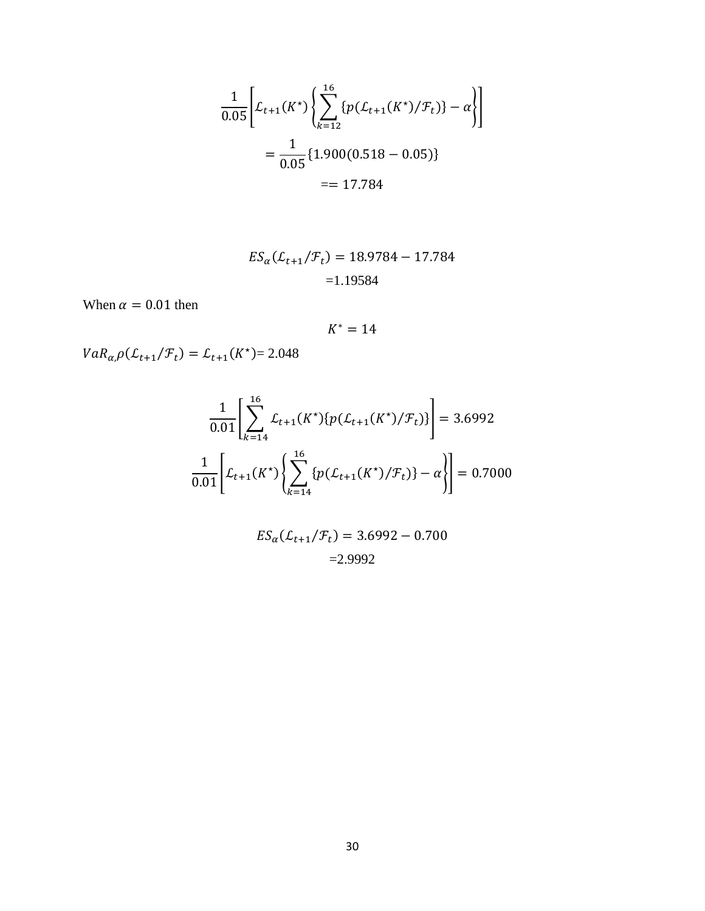$$\frac{1}{0.05}\left[\mathcal{L}_{t+1}(K^{\star})\left\{\sum_{k=12}^{16}\{p(\mathcal{L}_{t+1}(K^{\star})/\mathcal{F}_t)\} - \alpha\right\}\right]$$

$$= \frac{1}{0.05}\{1.900(0.518 - 0.05)\}$$

$$== 17.784$$

$$ES_{\alpha}(\mathcal{L}_{t+1}/\mathcal{F}_t) = 18.9784 - 17.784$$

$$=1.19584$$

When $\alpha = 0.01$ then

$$K^{*} = 14$$

$VaR_{\alpha,}\rho(\mathcal{L}_{t+1}/\mathcal{F}_t) = \mathcal{L}_{t+1}(K^{\star})$= 2.048

$$\frac{1}{0.01}\left[\sum_{k=14}^{16}\mathcal{L}_{t+1}(K^{\star})\{p(\mathcal{L}_{t+1}(K^{\star})/\mathcal{F}_t)\}\right] = 3.6992$$

$$\frac{1}{0.01}\left[\mathcal{L}_{t+1}(K^{\star})\left\{\sum_{k=14}^{16}\{p(\mathcal{L}_{t+1}(K^{\star})/\mathcal{F}_t)\} - \alpha\right\}\right] = 0.7000$$

$$ES_{\alpha}(\mathcal{L}_{t+1}/\mathcal{F}_t) = 3.6992 - 0.700$$

$$=2.9992$$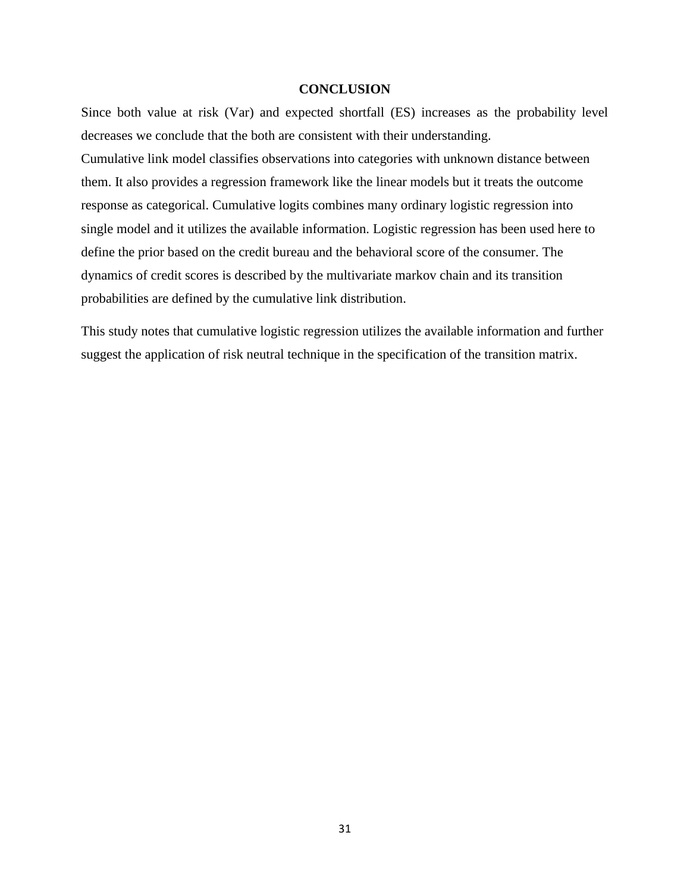# CONCLUSION

Since both value at risk (Var) and expected shortfall (ES) increases as the probability level decreases we conclude that the both are consistent with their understanding.
Cumulative link model classifies observations into categories with unknown distance between them. It also provides a regression framework like the linear models but it treats the outcome response as categorical. Cumulative logits combines many ordinary logistic regression into single model and it utilizes the available information. Logistic regression has been used here to define the prior based on the credit bureau and the behavioral score of the consumer. The dynamics of credit scores is described by the multivariate markov chain and its transition probabilities are defined by the cumulative link distribution.

This study notes that cumulative logistic regression utilizes the available information and further suggest the application of risk neutral technique in the specification of the transition matrix.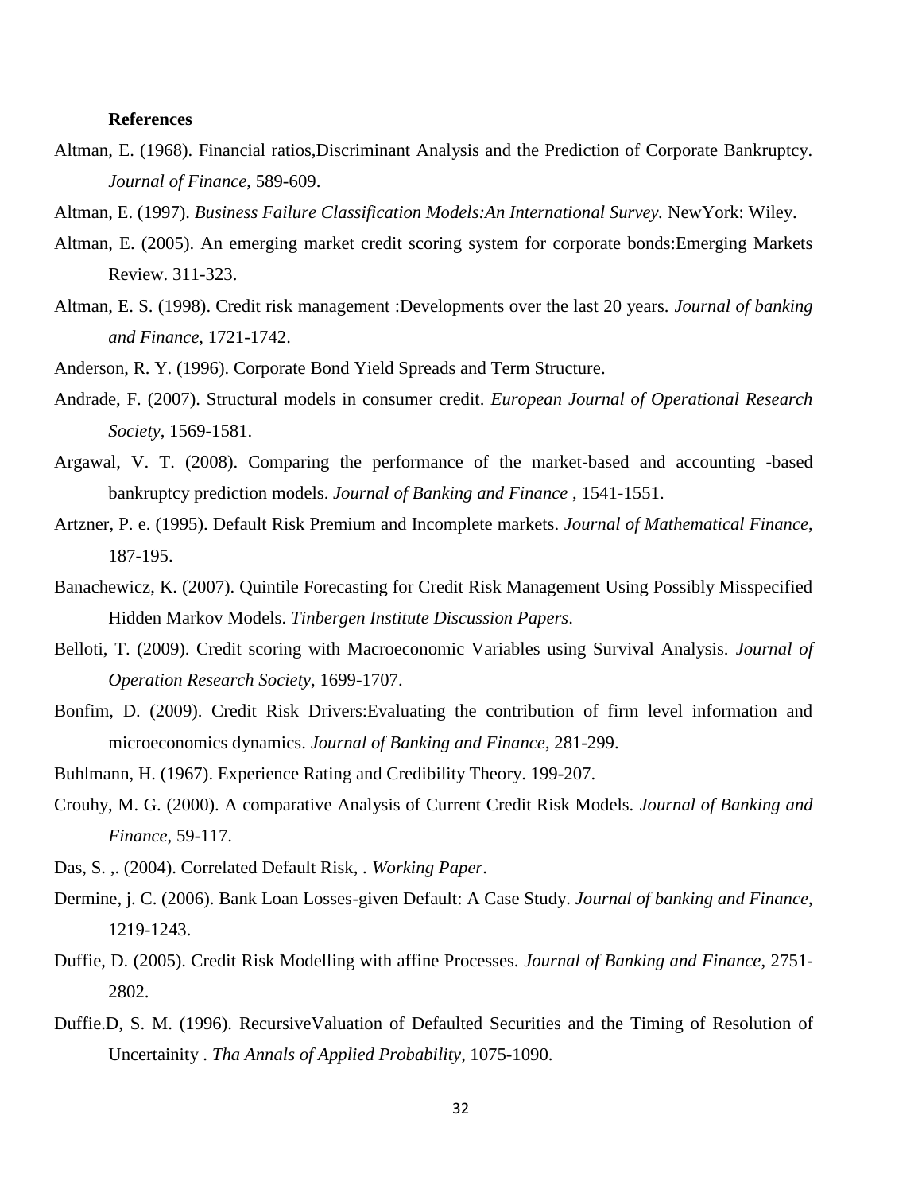**References**

Altman, E. (1968). Financial ratios,Discriminant Analysis and the Prediction of Corporate Bankruptcy. *Journal of Finance*, 589-609.

Altman, E. (1997). *Business Failure Classification Models:An International Survey.* NewYork: Wiley.

Altman, E. (2005). An emerging market credit scoring system for corporate bonds:Emerging Markets Review. 311-323.

Altman, E. S. (1998). Credit risk management :Developments over the last 20 years. *Journal of banking and Finance*, 1721-1742.

Anderson, R. Y. (1996). Corporate Bond Yield Spreads and Term Structure.

Andrade, F. (2007). Structural models in consumer credit. *European Journal of Operational Research Society*, 1569-1581.

Argawal, V. T. (2008). Comparing the performance of the market-based and accounting -based bankruptcy prediction models. *Journal of Banking and Finance* , 1541-1551.

Artzner, P. e. (1995). Default Risk Premium and Incomplete markets. *Journal of Mathematical Finance*, 187-195.

Banachewicz, K. (2007). Quintile Forecasting for Credit Risk Management Using Possibly Misspecified Hidden Markov Models. *Tinbergen Institute Discussion Papers*.

Belloti, T. (2009). Credit scoring with Macroeconomic Variables using Survival Analysis. *Journal of Operation Research Society*, 1699-1707.

Bonfim, D. (2009). Credit Risk Drivers:Evaluating the contribution of firm level information and microeconomics dynamics. *Journal of Banking and Finance*, 281-299.

Buhlmann, H. (1967). Experience Rating and Credibility Theory. 199-207.

Crouhy, M. G. (2000). A comparative Analysis of Current Credit Risk Models. *Journal of Banking and Finance*, 59-117.

Das, S. ,. (2004). Correlated Default Risk, . *Working Paper*.

Dermine, j. C. (2006). Bank Loan Losses-given Default: A Case Study. *Journal of banking and Finance*, 1219-1243.

Duffie, D. (2005). Credit Risk Modelling with affine Processes. *Journal of Banking and Finance*, 2751-2802.

Duffie.D, S. M. (1996). RecursiveValuation of Defaulted Securities and the Timing of Resolution of Uncertainity . *Tha Annals of Applied Probability*, 1075-1090.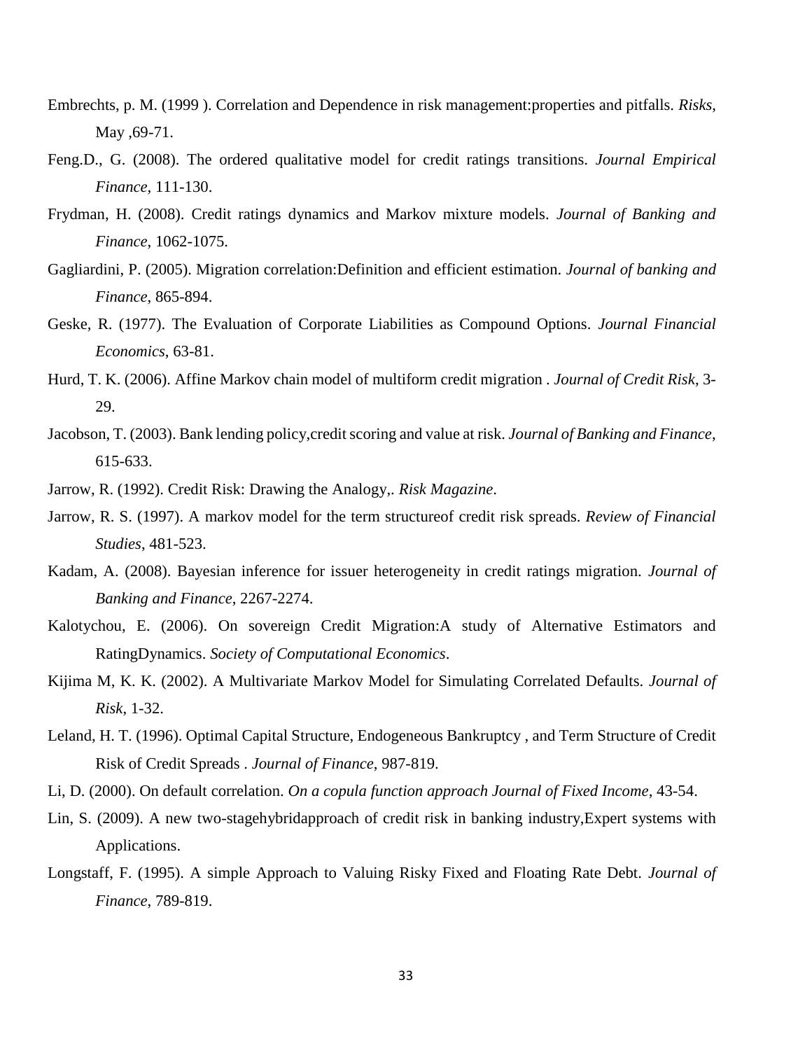Embrechts, p. M. (1999 ). Correlation and Dependence in risk management:properties and pitfalls. *Risks*, May ,69-71.

Feng.D., G. (2008). The ordered qualitative model for credit ratings transitions. *Journal Empirical Finance*, 111-130.

Frydman, H. (2008). Credit ratings dynamics and Markov mixture models. *Journal of Banking and Finance*, 1062-1075.

Gagliardini, P. (2005). Migration correlation:Definition and efficient estimation. *Journal of banking and Finance*, 865-894.

Geske, R. (1977). The Evaluation of Corporate Liabilities as Compound Options. *Journal Financial Economics*, 63-81.

Hurd, T. K. (2006). Affine Markov chain model of multiform credit migration . *Journal of Credit Risk*, 3-29.

Jacobson, T. (2003). Bank lending policy,credit scoring and value at risk. *Journal of Banking and Finance*, 615-633.

Jarrow, R. (1992). Credit Risk: Drawing the Analogy,. *Risk Magazine*.

Jarrow, R. S. (1997). A markov model for the term structureof credit risk spreads. *Review of Financial Studies*, 481-523.

Kadam, A. (2008). Bayesian inference for issuer heterogeneity in credit ratings migration. *Journal of Banking and Finance*, 2267-2274.

Kalotychou, E. (2006). On sovereign Credit Migration:A study of Alternative Estimators and RatingDynamics. *Society of Computational Economics*.

Kijima M, K. K. (2002). A Multivariate Markov Model for Simulating Correlated Defaults. *Journal of Risk*, 1-32.

Leland, H. T. (1996). Optimal Capital Structure, Endogeneous Bankruptcy , and Term Structure of Credit Risk of Credit Spreads . *Journal of Finance*, 987-819.

Li, D. (2000). On default correlation. *On a copula function approach Journal of Fixed Income*, 43-54.

Lin, S. (2009). A new two-stagehybridapproach of credit risk in banking industry,Expert systems with Applications.

Longstaff, F. (1995). A simple Approach to Valuing Risky Fixed and Floating Rate Debt. *Journal of Finance*, 789-819.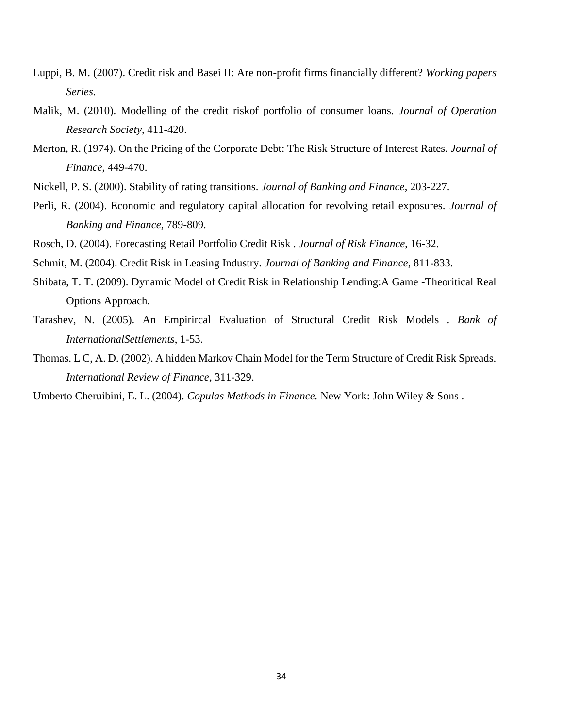Luppi, B. M. (2007). Credit risk and Basei II: Are non-profit firms financially different? *Working papers Series*.

Malik, M. (2010). Modelling of the credit riskof portfolio of consumer loans. *Journal of Operation Research Society*, 411-420.

Merton, R. (1974). On the Pricing of the Corporate Debt: The Risk Structure of Interest Rates. *Journal of Finance*, 449-470.

Nickell, P. S. (2000). Stability of rating transitions. *Journal of Banking and Finance*, 203-227.

Perli, R. (2004). Economic and regulatory capital allocation for revolving retail exposures. *Journal of Banking and Finance*, 789-809.

Rosch, D. (2004). Forecasting Retail Portfolio Credit Risk . *Journal of Risk Finance*, 16-32.

Schmit, M. (2004). Credit Risk in Leasing Industry. *Journal of Banking and Finance*, 811-833.

Shibata, T. T. (2009). Dynamic Model of Credit Risk in Relationship Lending:A Game -Theoritical Real Options Approach.

Tarashev, N. (2005). An Empirircal Evaluation of Structural Credit Risk Models . *Bank of InternationalSettlements*, 1-53.

Thomas. L C, A. D. (2002). A hidden Markov Chain Model for the Term Structure of Credit Risk Spreads. *International Review of Finance*, 311-329.

Umberto Cheruibini, E. L. (2004). *Copulas Methods in Finance.* New York: John Wiley & Sons .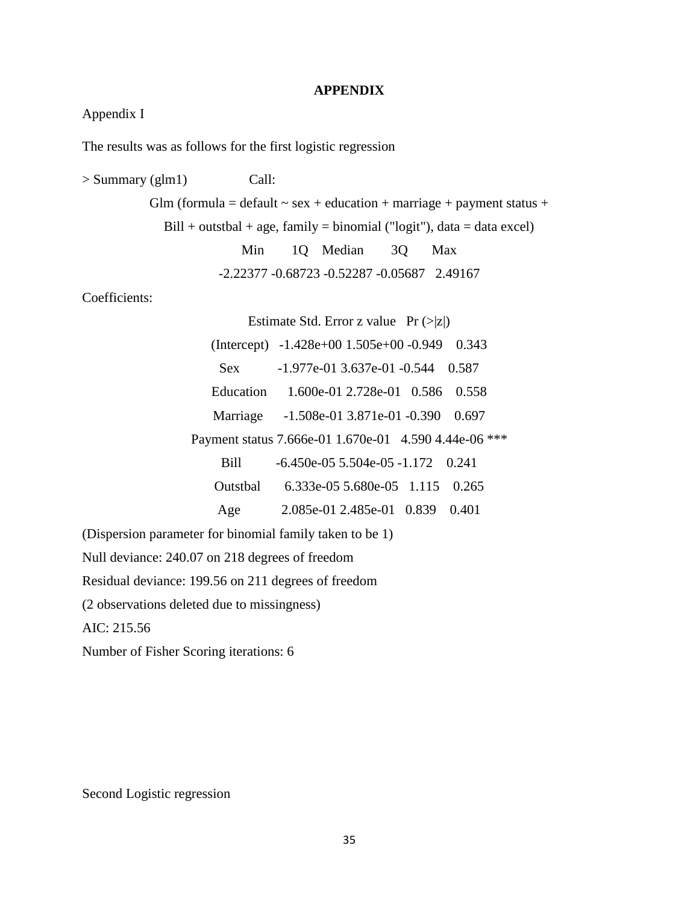**APPENDIX**

Appendix I

The results was as follows for the first logistic regression

```
> Summary (glm1)                Call:
        Glm (formula = default ~ sex + education + marriage + payment status +
           Bill + outstbal + age, family = binomial ("logit"), data = data excel)
                      Min        1Q    Median       3Q       Max
                 -2.22377 -0.68723 -0.52287 -0.05687   2.49167
```

Coefficients:

```
                      Estimate Std. Error z value   Pr (>|z|)
        (Intercept)   -1.428e+00 1.505e+00 -0.949    0.343
        Sex           -1.977e-01 3.637e-01 -0.544    0.587
        Education      1.600e-01 2.728e-01   0.586    0.558
        Marriage      -1.508e-01 3.871e-01 -0.390    0.697
        Payment status 7.666e-01 1.670e-01   4.590 4.44e-06 ***
        Bill          -6.450e-05 5.504e-05 -1.172    0.241
        Outstbal       6.333e-05 5.680e-05   1.115    0.265
        Age            2.085e-01 2.485e-01   0.839    0.401
```

(Dispersion parameter for binomial family taken to be 1)

Null deviance: 240.07 on 218 degrees of freedom

Residual deviance: 199.56 on 211 degrees of freedom

(2 observations deleted due to missingness)

AIC: 215.56

Number of Fisher Scoring iterations: 6

Second Logistic regression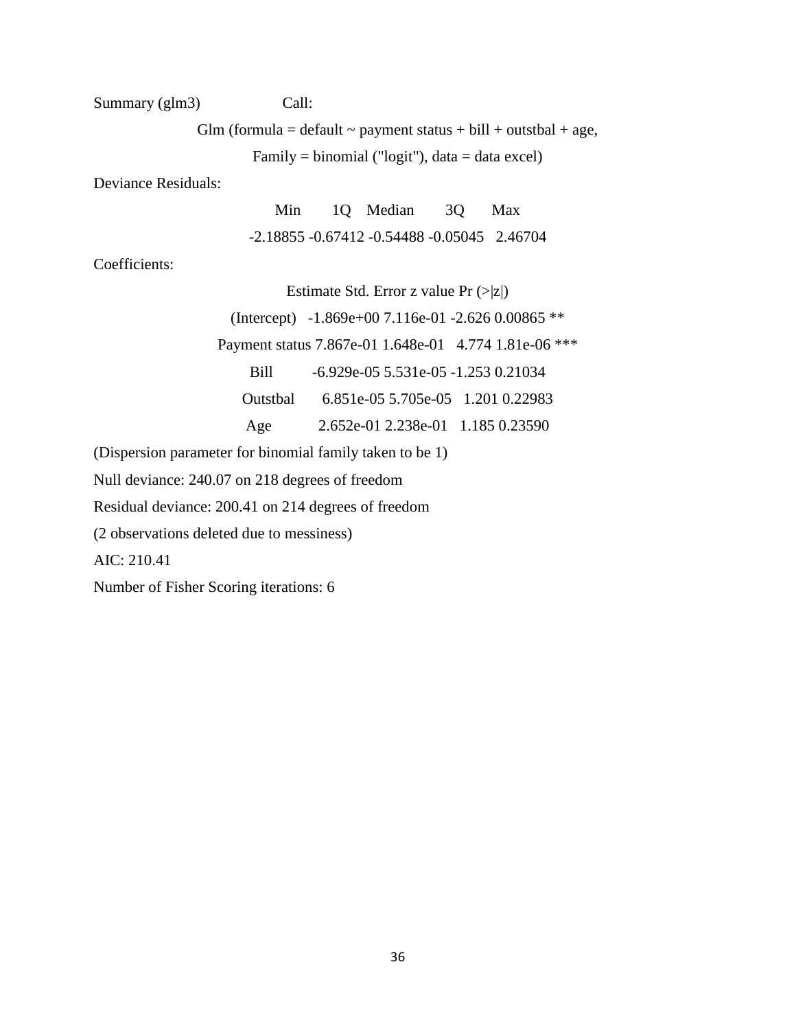Summary (glm3) Call:

Glm (formula = default ~ payment status + bill + outstbal + age,

Family = binomial ("logit"), data = data excel)

Deviance Residuals:

| Min | 1Q | Median | 3Q | Max |
|---|---|---|---|---|
| -2.18855 | -0.67412 | -0.54488 | -0.05045 | 2.46704 |

Coefficients:

| | Estimate | Std. Error | z value | Pr (>\|z\|) | |
|---|---|---|---|---|---|
| (Intercept) | -1.869e+00 | 7.116e-01 | -2.626 | 0.00865 | ** |
| Payment status | 7.867e-01 | 1.648e-01 | 4.774 | 1.81e-06 | *** |
| Bill | -6.929e-05 | 5.531e-05 | -1.253 | 0.21034 | |
| Outstbal | 6.851e-05 | 5.705e-05 | 1.201 | 0.22983 | |
| Age | 2.652e-01 | 2.238e-01 | 1.185 | 0.23590 | |

(Dispersion parameter for binomial family taken to be 1)

Null deviance: 240.07 on 218 degrees of freedom

Residual deviance: 200.41 on 214 degrees of freedom

(2 observations deleted due to messiness)

AIC: 210.41

Number of Fisher Scoring iterations: 6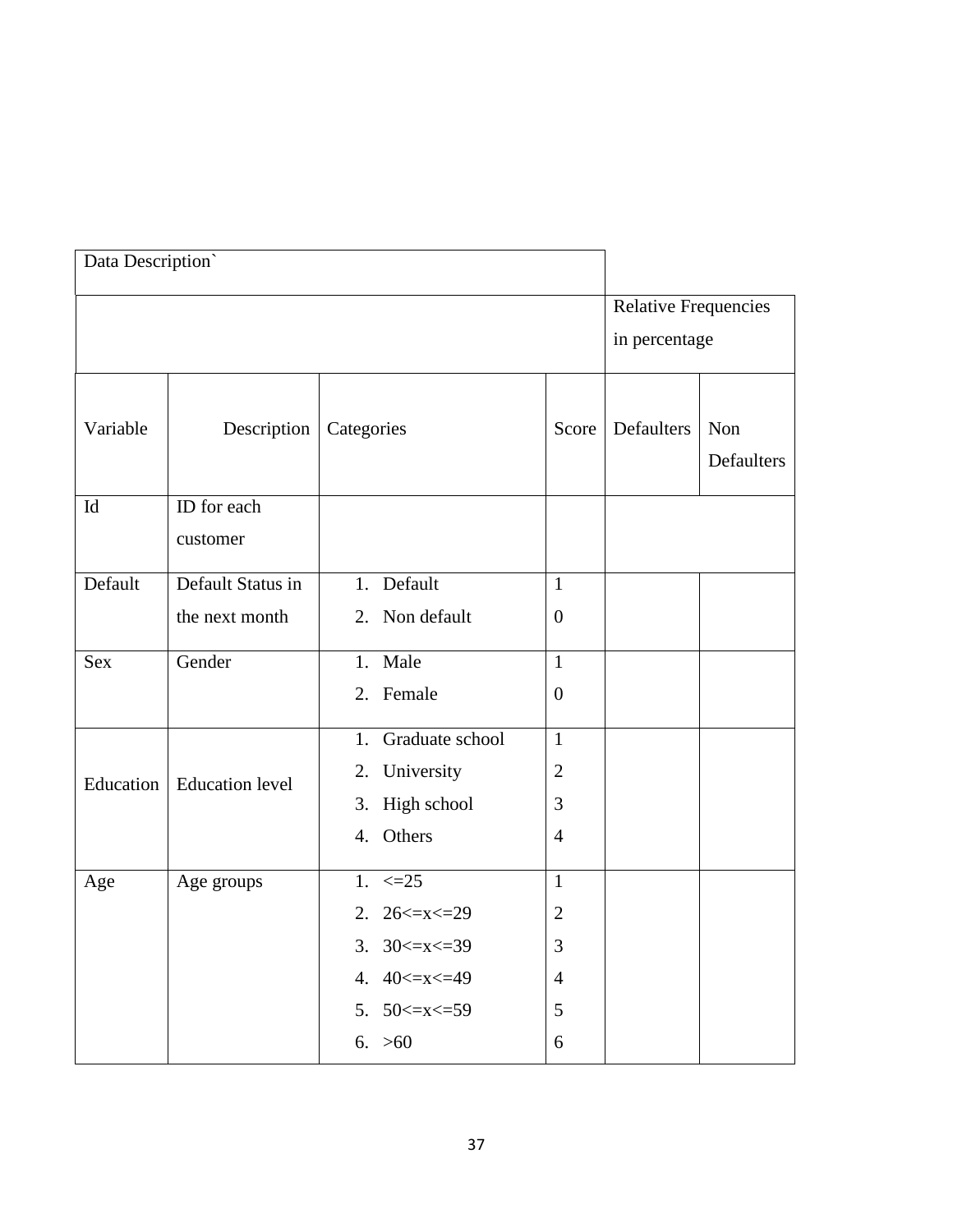| Data Description` | | | | | |
|---|---|---|---|---|---|
| | | | | Relative Frequencies in percentage | |
| Variable | Description | Categories | Score | Defaulters | Non Defaulters |
| Id | ID for each customer | | | | |
| Default | Default Status in the next month | 1. Default<br>2. Non default | 1<br>0 | | |
| Sex | Gender | 1. Male<br>2. Female | 1<br>0 | | |
| Education | Education level | 1. Graduate school<br>2. University<br>3. High school<br>4. Others | 1<br>2<br>3<br>4 | | |
| Age | Age groups | 1. <=25<br>2. 26<=x<=29<br>3. 30<=x<=39<br>4. 40<=x<=49<br>5. 50<=x<=59<br>6. >60 | 1<br>2<br>3<br>4<br>5<br>6 | | |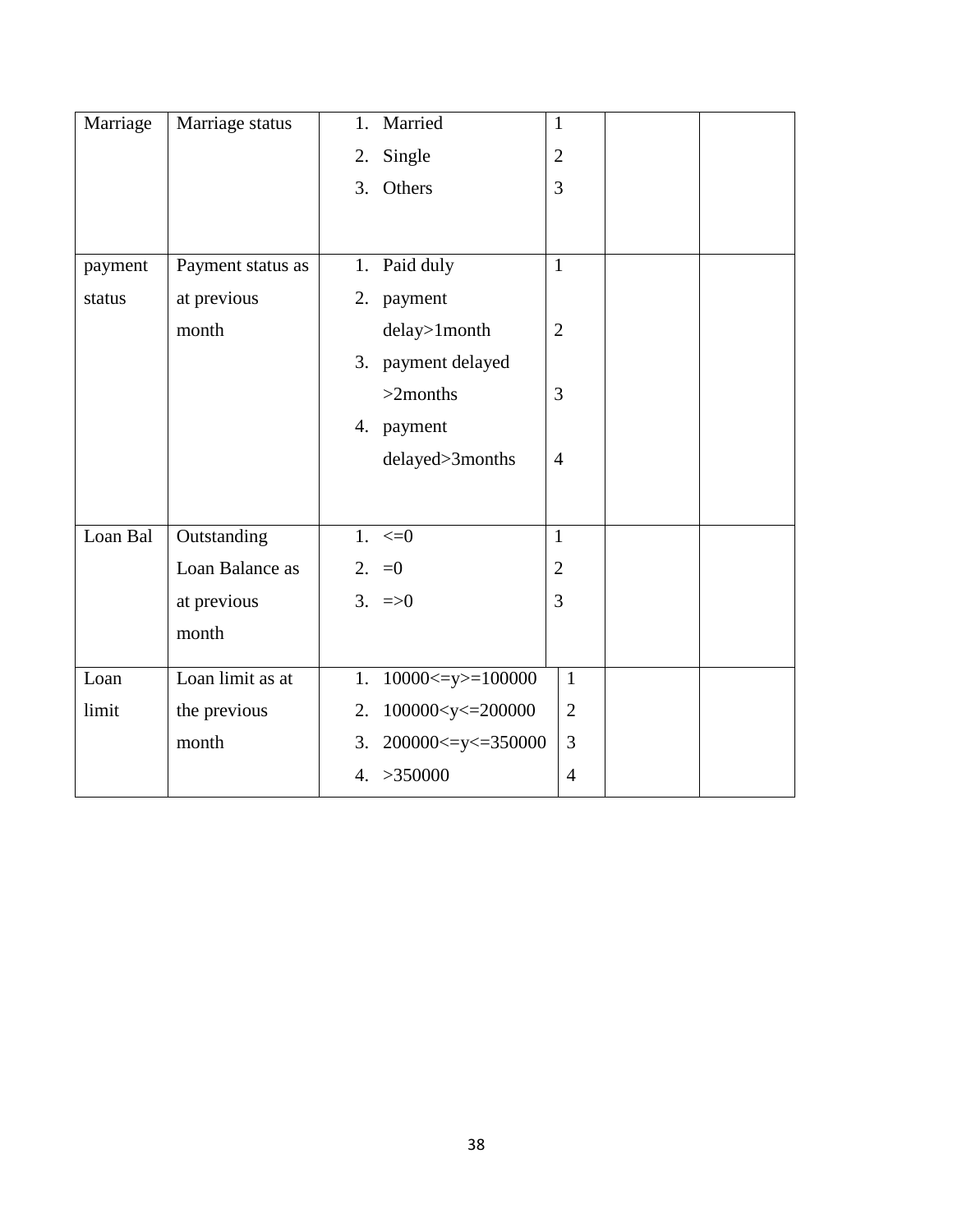| | | | | | |
|---|---|---|---|---|---|
| Marriage | Marriage status | 1. Married<br>2. Single<br>3. Others | 1<br>2<br>3 | | |
| payment status | Payment status as at previous month | 1. Paid duly<br>2. payment delay>1month<br>3. payment delayed >2months<br>4. payment delayed>3months | 1<br>2<br>3<br>4 | | |
| Loan Bal | Outstanding Loan Balance as at previous month | 1. <=0<br>2. =0<br>3. =>0 | 1<br>2<br>3 | | |
| Loan limit | Loan limit as at the previous month | 1. 10000<=y>=100000<br>2. 100000<y<=200000<br>3. 200000<=y<=350000<br>4. >350000 | 1<br>2<br>3<br>4 | | |